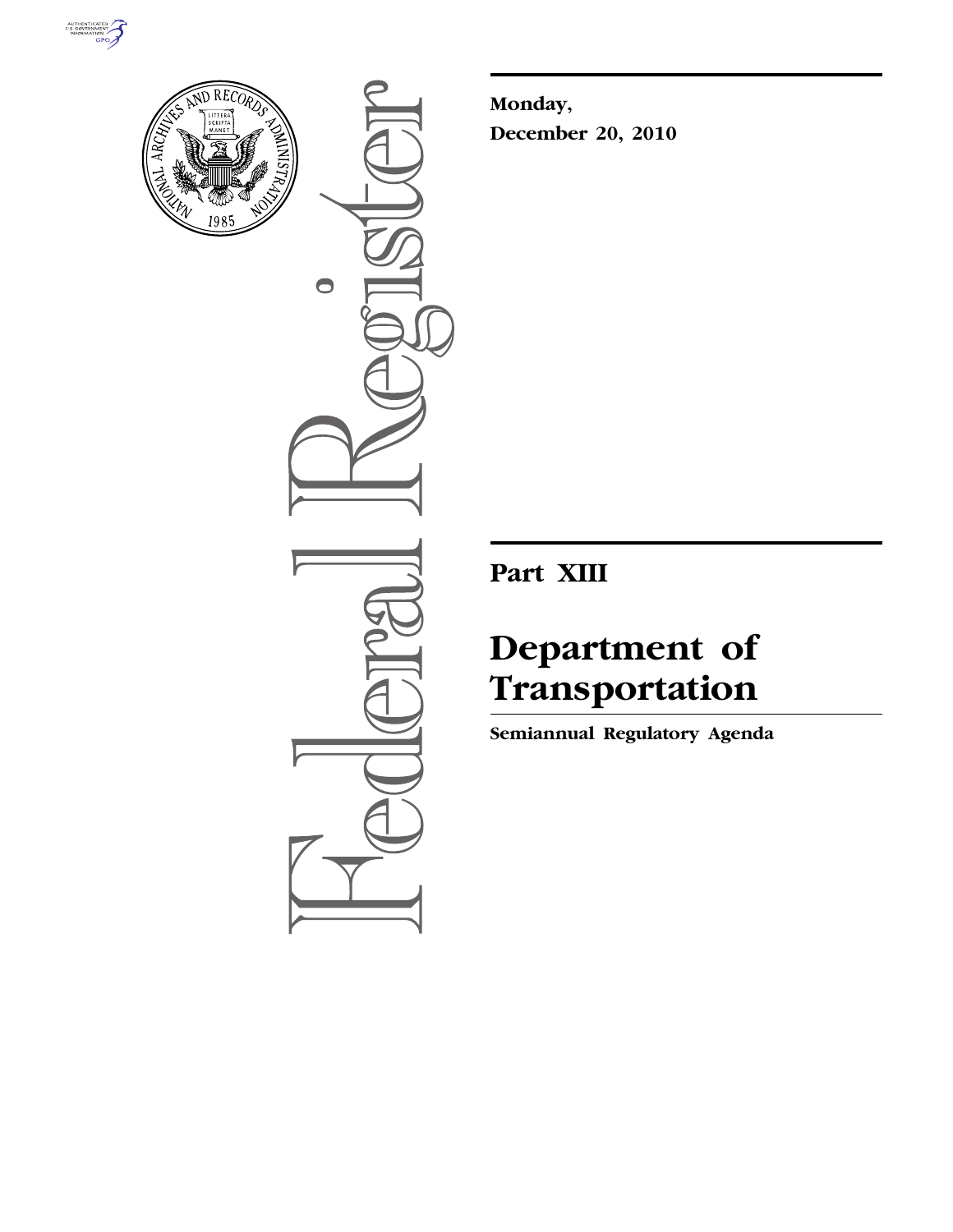Monday,

December 20, 2010

# Part XIII

# Department of Transportation

## Semiannual Regulatory Agenda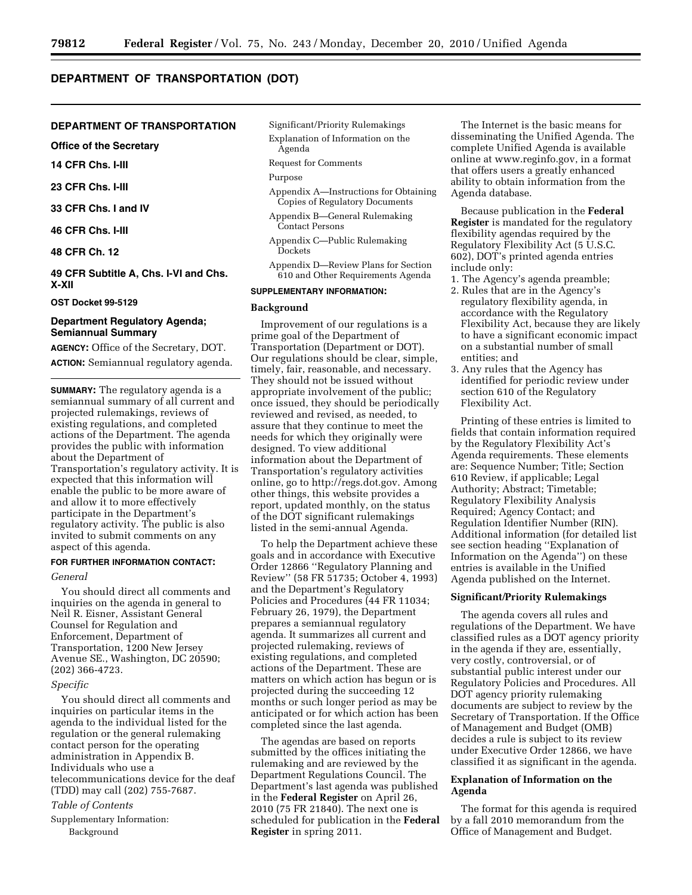# DEPARTMENT OF TRANSPORTATION (DOT)

## DEPARTMENT OF TRANSPORTATION

**Office of the Secretary**

**14 CFR Chs. I-III**

**23 CFR Chs. I-III**

**33 CFR Chs. I and IV**

**46 CFR Chs. I-III**

**48 CFR Ch. 12**

**49 CFR Subtitle A, Chs. I-VI and Chs. X-XII**

**OST Docket 99-5129**

### Department Regulatory Agenda; Semiannual Summary

**AGENCY:** Office of the Secretary, DOT.

**ACTION:** Semiannual regulatory agenda.

**SUMMARY:** The regulatory agenda is a semiannual summary of all current and projected rulemakings, reviews of existing regulations, and completed actions of the Department. The agenda provides the public with information about the Department of Transportation's regulatory activity. It is expected that this information will enable the public to be more aware of and allow it to more effectively participate in the Department's regulatory activity. The public is also invited to submit comments on any aspect of this agenda.

**FOR FURTHER INFORMATION CONTACT:**

*General*

You should direct all comments and inquiries on the agenda in general to Neil R. Eisner, Assistant General Counsel for Regulation and Enforcement, Department of Transportation, 1200 New Jersey Avenue SE., Washington, DC 20590; (202) 366-4723.

*Specific*

You should direct all comments and inquiries on particular items in the agenda to the individual listed for the regulation or the general rulemaking contact person for the operating administration in Appendix B. Individuals who use a telecommunications device for the deaf (TDD) may call (202) 755-7687.

*Table of Contents*

Supplementary Information:
- Background
- Significant/Priority Rulemakings
- Explanation of Information on the Agenda
- Request for Comments
- Purpose
- Appendix A—Instructions for Obtaining Copies of Regulatory Documents
- Appendix B—General Rulemaking Contact Persons
- Appendix C—Public Rulemaking Dockets
- Appendix D—Review Plans for Section 610 and Other Requirements Agenda

**SUPPLEMENTARY INFORMATION:**

**Background**

Improvement of our regulations is a prime goal of the Department of Transportation (Department or DOT). Our regulations should be clear, simple, timely, fair, reasonable, and necessary. They should not be issued without appropriate involvement of the public; once issued, they should be periodically reviewed and revised, as needed, to assure that they continue to meet the needs for which they originally were designed. To view additional information about the Department of Transportation's regulatory activities online, go to http://regs.dot.gov. Among other things, this website provides a report, updated monthly, on the status of the DOT significant rulemakings listed in the semi-annual Agenda.

To help the Department achieve these goals and in accordance with Executive Order 12866 ''Regulatory Planning and Review'' (58 FR 51735; October 4, 1993) and the Department's Regulatory Policies and Procedures (44 FR 11034; February 26, 1979), the Department prepares a semiannual regulatory agenda. It summarizes all current and projected rulemaking, reviews of existing regulations, and completed actions of the Department. These are matters on which action has begun or is projected during the succeeding 12 months or such longer period as may be anticipated or for which action has been completed since the last agenda.

The agendas are based on reports submitted by the offices initiating the rulemaking and are reviewed by the Department Regulations Council. The Department's last agenda was published in the **Federal Register** on April 26, 2010 (75 FR 21840). The next one is scheduled for publication in the **Federal Register** in spring 2011.

The Internet is the basic means for disseminating the Unified Agenda. The complete Unified Agenda is available online at www.reginfo.gov, in a format that offers users a greatly enhanced ability to obtain information from the Agenda database.

Because publication in the **Federal Register** is mandated for the regulatory flexibility agendas required by the Regulatory Flexibility Act (5 U.S.C. 602), DOT's printed agenda entries include only:

1. The Agency's agenda preamble;
2. Rules that are in the Agency's regulatory flexibility agenda, in accordance with the Regulatory Flexibility Act, because they are likely to have a significant economic impact on a substantial number of small entities; and
3. Any rules that the Agency has identified for periodic review under section 610 of the Regulatory Flexibility Act.

Printing of these entries is limited to fields that contain information required by the Regulatory Flexibility Act's Agenda requirements. These elements are: Sequence Number; Title; Section 610 Review, if applicable; Legal Authority; Abstract; Timetable; Regulatory Flexibility Analysis Required; Agency Contact; and Regulation Identifier Number (RIN). Additional information (for detailed list see section heading ''Explanation of Information on the Agenda'') on these entries is available in the Unified Agenda published on the Internet.

**Significant/Priority Rulemakings**

The agenda covers all rules and regulations of the Department. We have classified rules as a DOT agency priority in the agenda if they are, essentially, very costly, controversial, or of substantial public interest under our Regulatory Policies and Procedures. All DOT agency priority rulemaking documents are subject to review by the Secretary of Transportation. If the Office of Management and Budget (OMB) decides a rule is subject to its review under Executive Order 12866, we have classified it as significant in the agenda.

**Explanation of Information on the Agenda**

The format for this agenda is required by a fall 2010 memorandum from the Office of Management and Budget.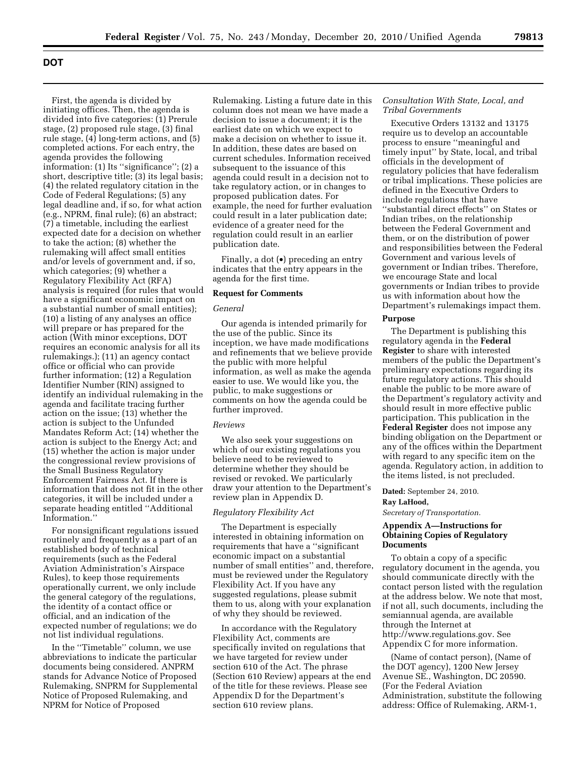## DOT

First, the agenda is divided by initiating offices. Then, the agenda is divided into five categories: (1) Prerule stage, (2) proposed rule stage, (3) final rule stage, (4) long-term actions, and (5) completed actions. For each entry, the agenda provides the following information: (1) Its ''significance''; (2) a short, descriptive title; (3) its legal basis; (4) the related regulatory citation in the Code of Federal Regulations; (5) any legal deadline and, if so, for what action (e.g., NPRM, final rule); (6) an abstract; (7) a timetable, including the earliest expected date for a decision on whether to take the action; (8) whether the rulemaking will affect small entities and/or levels of government and, if so, which categories; (9) whether a Regulatory Flexibility Act (RFA) analysis is required (for rules that would have a significant economic impact on a substantial number of small entities); (10) a listing of any analyses an office will prepare or has prepared for the action (With minor exceptions, DOT requires an economic analysis for all its rulemakings.); (11) an agency contact office or official who can provide further information; (12) a Regulation Identifier Number (RIN) assigned to identify an individual rulemaking in the agenda and facilitate tracing further action on the issue; (13) whether the action is subject to the Unfunded Mandates Reform Act; (14) whether the action is subject to the Energy Act; and (15) whether the action is major under the congressional review provisions of the Small Business Regulatory Enforcement Fairness Act. If there is information that does not fit in the other categories, it will be included under a separate heading entitled ''Additional Information.''

For nonsignificant regulations issued routinely and frequently as a part of an established body of technical requirements (such as the Federal Aviation Administration's Airspace Rules), to keep those requirements operationally current, we only include the general category of the regulations, the identity of a contact office or official, and an indication of the expected number of regulations; we do not list individual regulations.

In the ''Timetable'' column, we use abbreviations to indicate the particular documents being considered. ANPRM stands for Advance Notice of Proposed Rulemaking, SNPRM for Supplemental Notice of Proposed Rulemaking, and NPRM for Notice of Proposed Rulemaking. Listing a future date in this column does not mean we have made a decision to issue a document; it is the earliest date on which we expect to make a decision on whether to issue it. In addition, these dates are based on current schedules. Information received subsequent to the issuance of this agenda could result in a decision not to take regulatory action, or in changes to proposed publication dates. For example, the need for further evaluation could result in a later publication date; evidence of a greater need for the regulation could result in an earlier publication date.

Finally, a dot (•) preceding an entry indicates that the entry appears in the agenda for the first time.

### Request for Comments

*General*

Our agenda is intended primarily for the use of the public. Since its inception, we have made modifications and refinements that we believe provide the public with more helpful information, as well as make the agenda easier to use. We would like you, the public, to make suggestions or comments on how the agenda could be further improved.

*Reviews*

We also seek your suggestions on which of our existing regulations you believe need to be reviewed to determine whether they should be revised or revoked. We particularly draw your attention to the Department's review plan in Appendix D.

*Regulatory Flexibility Act*

The Department is especially interested in obtaining information on requirements that have a ''significant economic impact on a substantial number of small entities'' and, therefore, must be reviewed under the Regulatory Flexibility Act. If you have any suggested regulations, please submit them to us, along with your explanation of why they should be reviewed.

In accordance with the Regulatory Flexibility Act, comments are specifically invited on regulations that we have targeted for review under section 610 of the Act. The phrase (Section 610 Review) appears at the end of the title for these reviews. Please see Appendix D for the Department's section 610 review plans.

*Consultation With State, Local, and Tribal Governments*

Executive Orders 13132 and 13175 require us to develop an accountable process to ensure ''meaningful and timely input'' by State, local, and tribal officials in the development of regulatory policies that have federalism or tribal implications. These policies are defined in the Executive Orders to include regulations that have ''substantial direct effects'' on States or Indian tribes, on the relationship between the Federal Government and them, or on the distribution of power and responsibilities between the Federal Government and various levels of government or Indian tribes. Therefore, we encourage State and local governments or Indian tribes to provide us with information about how the Department's rulemakings impact them.

### Purpose

The Department is publishing this regulatory agenda in the **Federal Register** to share with interested members of the public the Department's preliminary expectations regarding its future regulatory actions. This should enable the public to be more aware of the Department's regulatory activity and should result in more effective public participation. This publication in the **Federal Register** does not impose any binding obligation on the Department or any of the offices within the Department with regard to any specific item on the agenda. Regulatory action, in addition to the items listed, is not precluded.

**Dated:** September 24, 2010.

**Ray LaHood,**

*Secretary of Transportation.*

### Appendix A—Instructions for Obtaining Copies of Regulatory Documents

To obtain a copy of a specific regulatory document in the agenda, you should communicate directly with the contact person listed with the regulation at the address below. We note that most, if not all, such documents, including the semiannual agenda, are available through the Internet at http://www.regulations.gov. See Appendix C for more information.

(Name of contact person), (Name of the DOT agency), 1200 New Jersey Avenue SE., Washington, DC 20590. (For the Federal Aviation Administration, substitute the following address: Office of Rulemaking, ARM-1,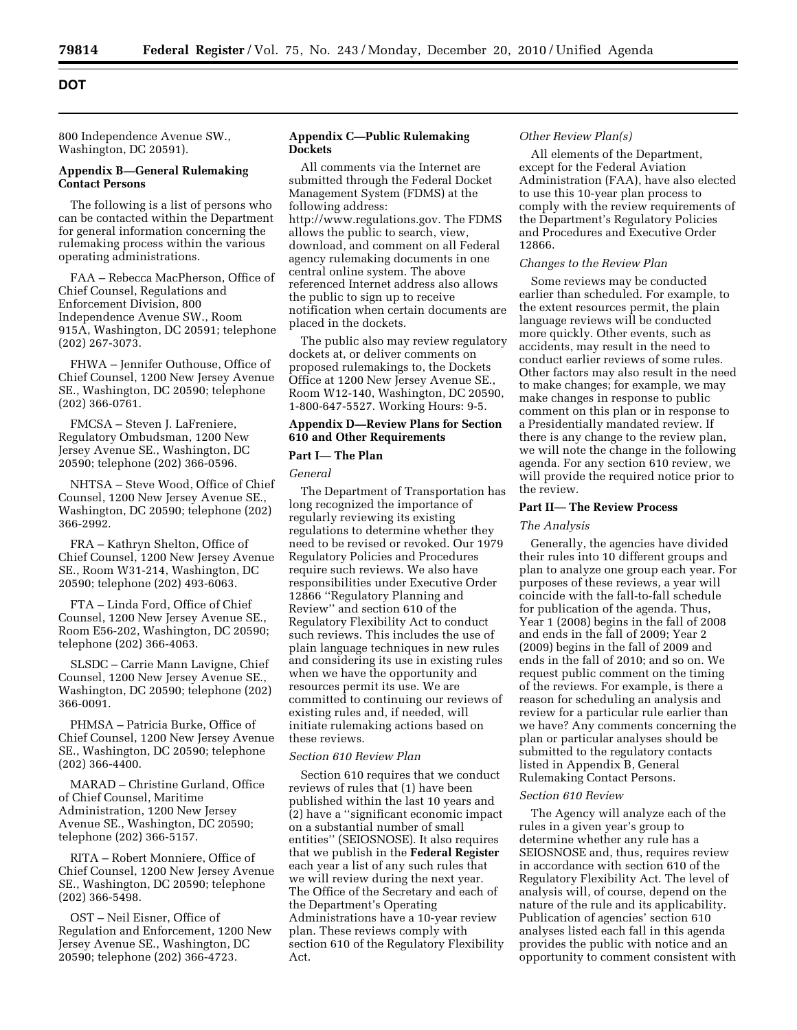800 Independence Avenue SW., Washington, DC 20591).

### Appendix B—General Rulemaking Contact Persons

The following is a list of persons who can be contacted within the Department for general information concerning the rulemaking process within the various operating administrations.

FAA – Rebecca MacPherson, Office of Chief Counsel, Regulations and Enforcement Division, 800 Independence Avenue SW., Room 915A, Washington, DC 20591; telephone (202) 267-3073.

FHWA – Jennifer Outhouse, Office of Chief Counsel, 1200 New Jersey Avenue SE., Washington, DC 20590; telephone (202) 366-0761.

FMCSA – Steven J. LaFreniere, Regulatory Ombudsman, 1200 New Jersey Avenue SE., Washington, DC 20590; telephone (202) 366-0596.

NHTSA – Steve Wood, Office of Chief Counsel, 1200 New Jersey Avenue SE., Washington, DC 20590; telephone (202) 366-2992.

FRA – Kathryn Shelton, Office of Chief Counsel, 1200 New Jersey Avenue SE., Room W31-214, Washington, DC 20590; telephone (202) 493-6063.

FTA – Linda Ford, Office of Chief Counsel, 1200 New Jersey Avenue SE., Room E56-202, Washington, DC 20590; telephone (202) 366-4063.

SLSDC – Carrie Mann Lavigne, Chief Counsel, 1200 New Jersey Avenue SE., Washington, DC 20590; telephone (202) 366-0091.

PHMSA – Patricia Burke, Office of Chief Counsel, 1200 New Jersey Avenue SE., Washington, DC 20590; telephone (202) 366-4400.

MARAD – Christine Gurland, Office of Chief Counsel, Maritime Administration, 1200 New Jersey Avenue SE., Washington, DC 20590; telephone (202) 366-5157.

RITA – Robert Monniere, Office of Chief Counsel, 1200 New Jersey Avenue SE., Washington, DC 20590; telephone (202) 366-5498.

OST – Neil Eisner, Office of Regulation and Enforcement, 1200 New Jersey Avenue SE., Washington, DC 20590; telephone (202) 366-4723.

### Appendix C—Public Rulemaking Dockets

All comments via the Internet are submitted through the Federal Docket Management System (FDMS) at the following address: http://www.regulations.gov. The FDMS allows the public to search, view, download, and comment on all Federal agency rulemaking documents in one central online system. The above referenced Internet address also allows the public to sign up to receive notification when certain documents are placed in the dockets.

The public also may review regulatory dockets at, or deliver comments on proposed rulemakings to, the Dockets Office at 1200 New Jersey Avenue SE., Room W12-140, Washington, DC 20590, 1-800-647-5527. Working Hours: 9-5.

### Appendix D—Review Plans for Section 610 and Other Requirements

#### Part I— The Plan

*General*

The Department of Transportation has long recognized the importance of regularly reviewing its existing regulations to determine whether they need to be revised or revoked. Our 1979 Regulatory Policies and Procedures require such reviews. We also have responsibilities under Executive Order 12866 ''Regulatory Planning and Review'' and section 610 of the Regulatory Flexibility Act to conduct such reviews. This includes the use of plain language techniques in new rules and considering its use in existing rules when we have the opportunity and resources permit its use. We are committed to continuing our reviews of existing rules and, if needed, will initiate rulemaking actions based on these reviews.

*Section 610 Review Plan*

Section 610 requires that we conduct reviews of rules that (1) have been published within the last 10 years and (2) have a ''significant economic impact on a substantial number of small entities'' (SEIOSNOSE). It also requires that we publish in the **Federal Register** each year a list of any such rules that we will review during the next year. The Office of the Secretary and each of the Department's Operating Administrations have a 10-year review plan. These reviews comply with section 610 of the Regulatory Flexibility Act.

*Other Review Plan(s)*

All elements of the Department, except for the Federal Aviation Administration (FAA), have also elected to use this 10-year plan process to comply with the review requirements of the Department's Regulatory Policies and Procedures and Executive Order 12866.

*Changes to the Review Plan*

Some reviews may be conducted earlier than scheduled. For example, to the extent resources permit, the plain language reviews will be conducted more quickly. Other events, such as accidents, may result in the need to conduct earlier reviews of some rules. Other factors may also result in the need to make changes; for example, we may make changes in response to public comment on this plan or in response to a Presidentially mandated review. If there is any change to the review plan, we will note the change in the following agenda. For any section 610 review, we will provide the required notice prior to the review.

#### Part II— The Review Process

*The Analysis*

Generally, the agencies have divided their rules into 10 different groups and plan to analyze one group each year. For purposes of these reviews, a year will coincide with the fall-to-fall schedule for publication of the agenda. Thus, Year 1 (2008) begins in the fall of 2008 and ends in the fall of 2009; Year 2 (2009) begins in the fall of 2009 and ends in the fall of 2010; and so on. We request public comment on the timing of the reviews. For example, is there a reason for scheduling an analysis and review for a particular rule earlier than we have? Any comments concerning the plan or particular analyses should be submitted to the regulatory contacts listed in Appendix B, General Rulemaking Contact Persons.

*Section 610 Review*

The Agency will analyze each of the rules in a given year's group to determine whether any rule has a SEIOSNOSE and, thus, requires review in accordance with section 610 of the Regulatory Flexibility Act. The level of analysis will, of course, depend on the nature of the rule and its applicability. Publication of agencies' section 610 analyses listed each fall in this agenda provides the public with notice and an opportunity to comment consistent with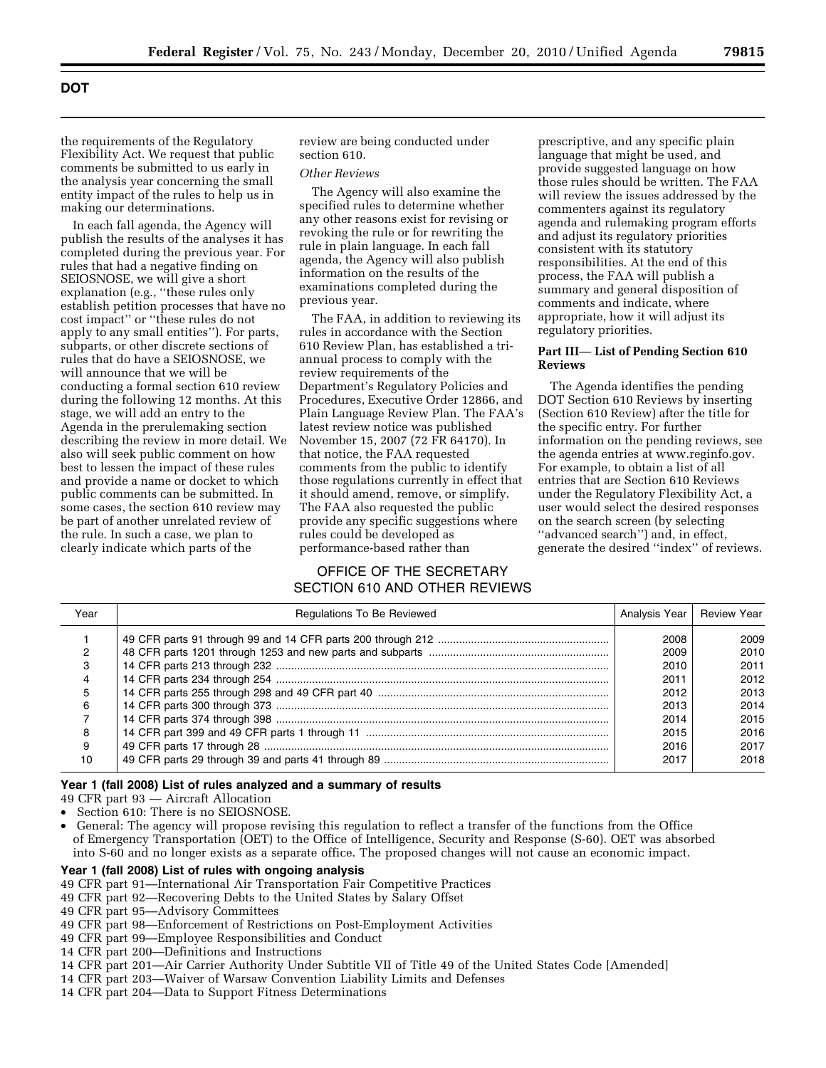the requirements of the Regulatory Flexibility Act. We request that public comments be submitted to us early in the analysis year concerning the small entity impact of the rules to help us in making our determinations.

In each fall agenda, the Agency will publish the results of the analyses it has completed during the previous year. For rules that had a negative finding on SEIOSNOSE, we will give a short explanation (e.g., ''these rules only establish petition processes that have no cost impact'' or ''these rules do not apply to any small entities''). For parts, subparts, or other discrete sections of rules that do have a SEIOSNOSE, we will announce that we will be conducting a formal section 610 review during the following 12 months. At this stage, we will add an entry to the Agenda in the prerulemaking section describing the review in more detail. We also will seek public comment on how best to lessen the impact of these rules and provide a name or docket to which public comments can be submitted. In some cases, the section 610 review may be part of another unrelated review of the rule. In such a case, we plan to clearly indicate which parts of the review are being conducted under section 610.

*Other Reviews*

The Agency will also examine the specified rules to determine whether any other reasons exist for revising or revoking the rule or for rewriting the rule in plain language. In each fall agenda, the Agency will also publish information on the results of the examinations completed during the previous year.

The FAA, in addition to reviewing its rules in accordance with the Section 610 Review Plan, has established a tri-annual process to comply with the review requirements of the Department's Regulatory Policies and Procedures, Executive Order 12866, and Plain Language Review Plan. The FAA's latest review notice was published November 15, 2007 (72 FR 64170). In that notice, the FAA requested comments from the public to identify those regulations currently in effect that it should amend, remove, or simplify. The FAA also requested the public provide any specific suggestions where rules could be developed as performance-based rather than prescriptive, and any specific plain language that might be used, and provide suggested language on how those rules should be written. The FAA will review the issues addressed by the commenters against its regulatory agenda and rulemaking program efforts and adjust its regulatory priorities consistent with its statutory responsibilities. At the end of this process, the FAA will publish a summary and general disposition of comments and indicate, where appropriate, how it will adjust its regulatory priorities.

**Part III— List of Pending Section 610 Reviews**

The Agenda identifies the pending DOT Section 610 Reviews by inserting (Section 610 Review) after the title for the specific entry. For further information on the pending reviews, see the agenda entries at www.reginfo.gov. For example, to obtain a list of all entries that are Section 610 Reviews under the Regulatory Flexibility Act, a user would select the desired responses on the search screen (by selecting ''advanced search'') and, in effect, generate the desired ''index'' of reviews.

## OFFICE OF THE SECRETARY SECTION 610 AND OTHER REVIEWS

| Year | Regulations To Be Reviewed | Analysis Year | Review Year |
|---|---|---|---|
| 1 | 49 CFR parts 91 through 99 and 14 CFR parts 200 through 212 | 2008 | 2009 |
| 2 | 48 CFR parts 1201 through 1253 and new parts and subparts | 2009 | 2010 |
| 3 | 14 CFR parts 213 through 232 | 2010 | 2011 |
| 4 | 14 CFR parts 234 through 254 | 2011 | 2012 |
| 5 | 14 CFR parts 255 through 298 and 49 CFR part 40 | 2012 | 2013 |
| 6 | 14 CFR parts 300 through 373 | 2013 | 2014 |
| 7 | 14 CFR parts 374 through 398 | 2014 | 2015 |
| 8 | 14 CFR part 399 and 49 CFR parts 1 through 11 | 2015 | 2016 |
| 9 | 49 CFR parts 17 through 28 | 2016 | 2017 |
| 10 | 49 CFR parts 29 through 39 and parts 41 through 89 | 2017 | 2018 |

**Year 1 (fall 2008) List of rules analyzed and a summary of results**

49 CFR part 93 — Aircraft Allocation

- Section 610: There is no SEIOSNOSE.
- General: The agency will propose revising this regulation to reflect a transfer of the functions from the Office of Emergency Transportation (OET) to the Office of Intelligence, Security and Response (S-60). OET was absorbed into S-60 and no longer exists as a separate office. The proposed changes will not cause an economic impact.

**Year 1 (fall 2008) List of rules with ongoing analysis**

49 CFR part 91—International Air Transportation Fair Competitive Practices
49 CFR part 92—Recovering Debts to the United States by Salary Offset
49 CFR part 95—Advisory Committees
49 CFR part 98—Enforcement of Restrictions on Post-Employment Activities
49 CFR part 99—Employee Responsibilities and Conduct
14 CFR part 200—Definitions and Instructions
14 CFR part 201—Air Carrier Authority Under Subtitle VII of Title 49 of the United States Code [Amended]
14 CFR part 203—Waiver of Warsaw Convention Liability Limits and Defenses
14 CFR part 204—Data to Support Fitness Determinations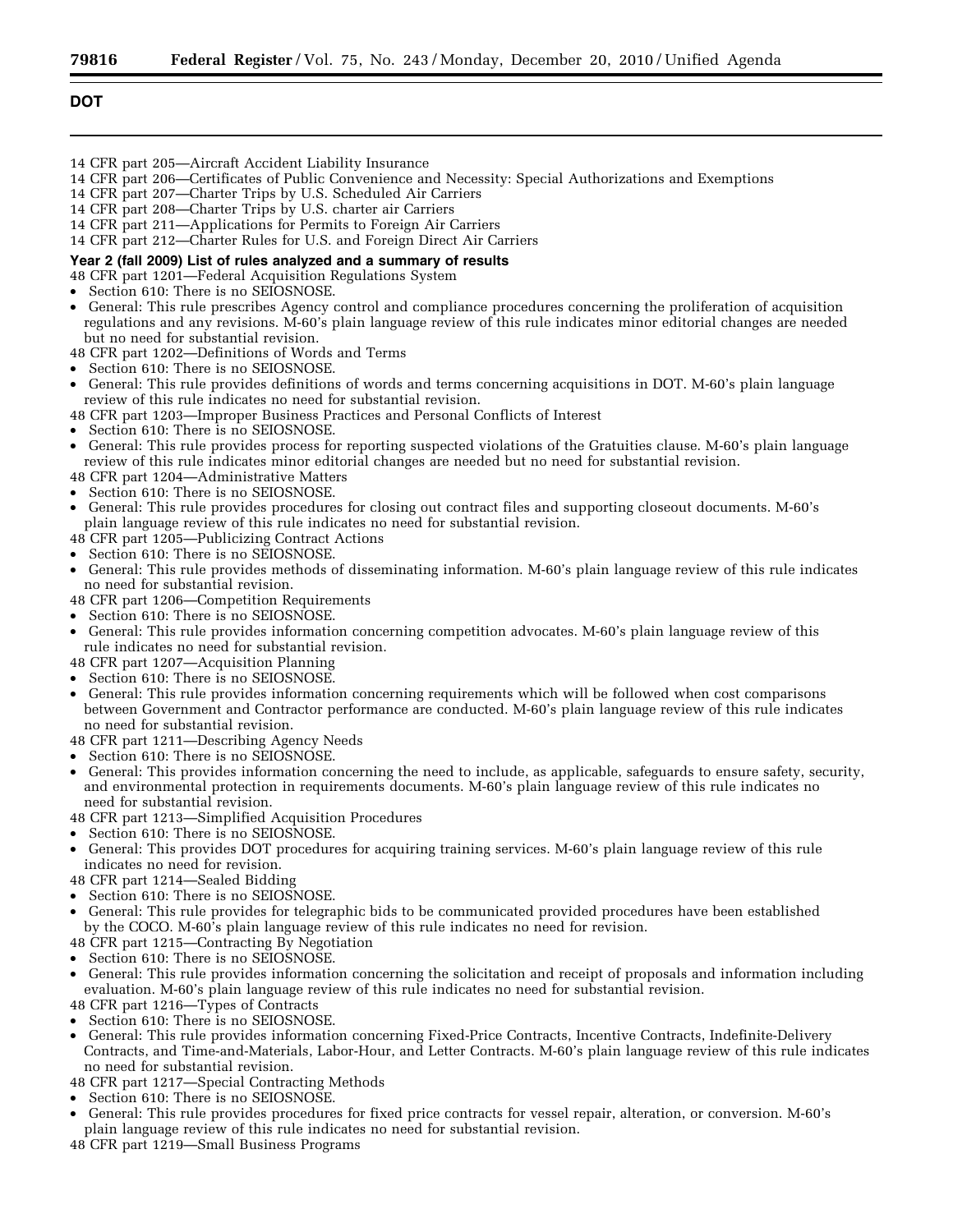## DOT

14 CFR part 205—Aircraft Accident Liability Insurance
14 CFR part 206—Certificates of Public Convenience and Necessity: Special Authorizations and Exemptions
14 CFR part 207—Charter Trips by U.S. Scheduled Air Carriers
14 CFR part 208—Charter Trips by U.S. charter air Carriers
14 CFR part 211—Applications for Permits to Foreign Air Carriers
14 CFR part 212—Charter Rules for U.S. and Foreign Direct Air Carriers

**Year 2 (fall 2009) List of rules analyzed and a summary of results**

48 CFR part 1201—Federal Acquisition Regulations System

- Section 610: There is no SEIOSNOSE.
- General: This rule prescribes Agency control and compliance procedures concerning the proliferation of acquisition regulations and any revisions. M-60's plain language review of this rule indicates minor editorial changes are needed but no need for substantial revision.

48 CFR part 1202—Definitions of Words and Terms

- Section 610: There is no SEIOSNOSE.
- General: This rule provides definitions of words and terms concerning acquisitions in DOT. M-60's plain language review of this rule indicates no need for substantial revision.

48 CFR part 1203—Improper Business Practices and Personal Conflicts of Interest

- Section 610: There is no SEIOSNOSE.
- General: This rule provides process for reporting suspected violations of the Gratuities clause. M-60's plain language review of this rule indicates minor editorial changes are needed but no need for substantial revision.

48 CFR part 1204—Administrative Matters

- Section 610: There is no SEIOSNOSE.
- General: This rule provides procedures for closing out contract files and supporting closeout documents. M-60's plain language review of this rule indicates no need for substantial revision.

48 CFR part 1205—Publicizing Contract Actions

- Section 610: There is no SEIOSNOSE.
- General: This rule provides methods of disseminating information. M-60's plain language review of this rule indicates no need for substantial revision.

48 CFR part 1206—Competition Requirements

- Section 610: There is no SEIOSNOSE.
- General: This rule provides information concerning competition advocates. M-60's plain language review of this rule indicates no need for substantial revision.

48 CFR part 1207—Acquisition Planning

- Section 610: There is no SEIOSNOSE.
- General: This rule provides information concerning requirements which will be followed when cost comparisons between Government and Contractor performance are conducted. M-60's plain language review of this rule indicates no need for substantial revision.

48 CFR part 1211—Describing Agency Needs

- Section 610: There is no SEIOSNOSE.
- General: This provides information concerning the need to include, as applicable, safeguards to ensure safety, security, and environmental protection in requirements documents. M-60's plain language review of this rule indicates no need for substantial revision.

48 CFR part 1213—Simplified Acquisition Procedures

- Section 610: There is no SEIOSNOSE.
- General: This provides DOT procedures for acquiring training services. M-60's plain language review of this rule indicates no need for revision.

48 CFR part 1214—Sealed Bidding

- Section 610: There is no SEIOSNOSE.
- General: This rule provides for telegraphic bids to be communicated provided procedures have been established by the COCO. M-60's plain language review of this rule indicates no need for revision.

48 CFR part 1215—Contracting By Negotiation

- Section 610: There is no SEIOSNOSE.
- General: This rule provides information concerning the solicitation and receipt of proposals and information including evaluation. M-60's plain language review of this rule indicates no need for substantial revision.

48 CFR part 1216—Types of Contracts

- Section 610: There is no SEIOSNOSE.
- General: This rule provides information concerning Fixed-Price Contracts, Incentive Contracts, Indefinite-Delivery Contracts, and Time-and-Materials, Labor-Hour, and Letter Contracts. M-60's plain language review of this rule indicates no need for substantial revision.

48 CFR part 1217—Special Contracting Methods

- Section 610: There is no SEIOSNOSE.
- General: This rule provides procedures for fixed price contracts for vessel repair, alteration, or conversion. M-60's plain language review of this rule indicates no need for substantial revision.

48 CFR part 1219—Small Business Programs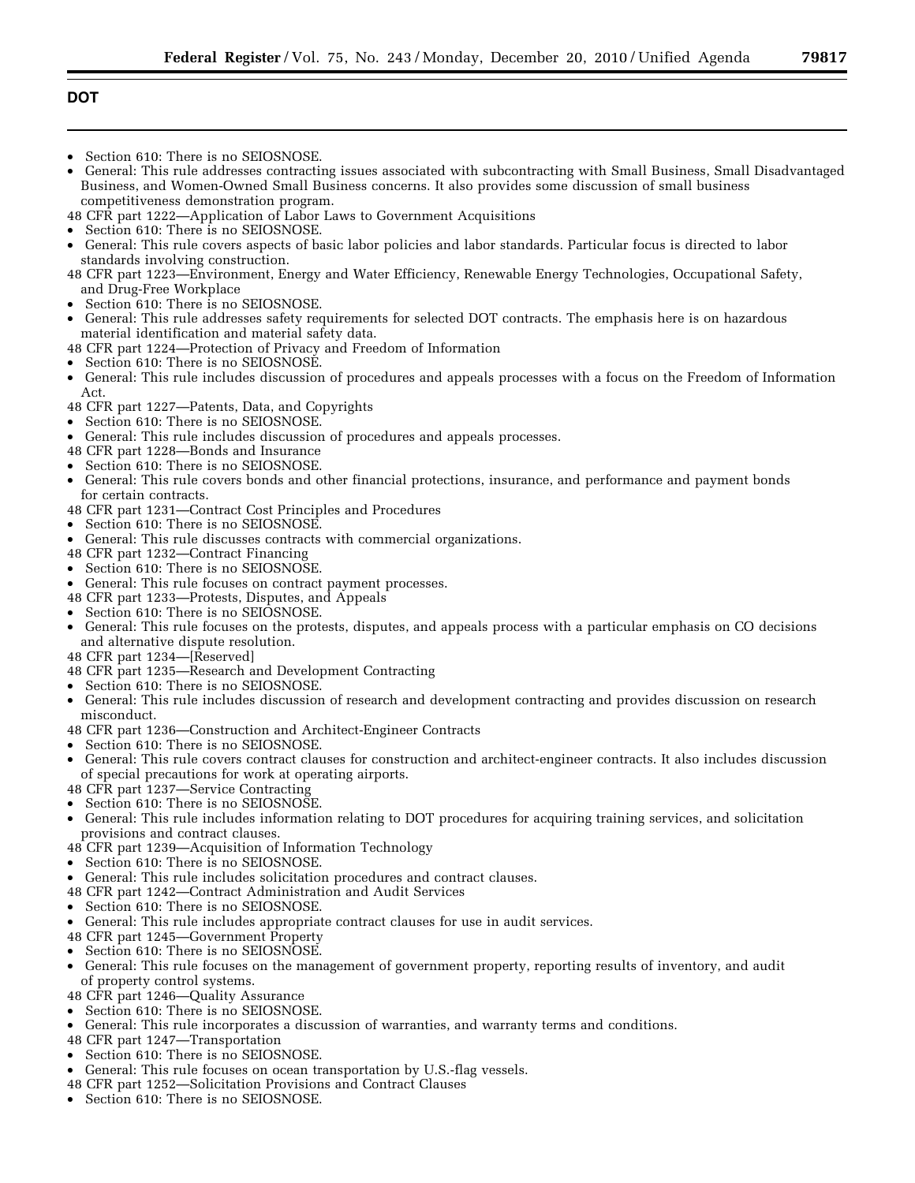## DOT

- Section 610: There is no SEIOSNOSE.
- General: This rule addresses contracting issues associated with subcontracting with Small Business, Small Disadvantaged Business, and Women-Owned Small Business concerns. It also provides some discussion of small business competitiveness demonstration program.

48 CFR part 1222—Application of Labor Laws to Government Acquisitions

- Section 610: There is no SEIOSNOSE.
- General: This rule covers aspects of basic labor policies and labor standards. Particular focus is directed to labor standards involving construction.

48 CFR part 1223—Environment, Energy and Water Efficiency, Renewable Energy Technologies, Occupational Safety, and Drug-Free Workplace

- Section 610: There is no SEIOSNOSE.
- General: This rule addresses safety requirements for selected DOT contracts. The emphasis here is on hazardous material identification and material safety data.

48 CFR part 1224—Protection of Privacy and Freedom of Information

- Section 610: There is no SEIOSNOSE.
- General: This rule includes discussion of procedures and appeals processes with a focus on the Freedom of Information Act.

48 CFR part 1227—Patents, Data, and Copyrights

- Section 610: There is no SEIOSNOSE.
- General: This rule includes discussion of procedures and appeals processes.

48 CFR part 1228—Bonds and Insurance

- Section 610: There is no SEIOSNOSE.
- General: This rule covers bonds and other financial protections, insurance, and performance and payment bonds for certain contracts.

48 CFR part 1231—Contract Cost Principles and Procedures

- Section 610: There is no SEIOSNOSE.
- General: This rule discusses contracts with commercial organizations.

48 CFR part 1232—Contract Financing

- Section 610: There is no SEIOSNOSE.
- General: This rule focuses on contract payment processes.

48 CFR part 1233—Protests, Disputes, and Appeals

- Section 610: There is no SEIOSNOSE.
- General: This rule focuses on the protests, disputes, and appeals process with a particular emphasis on CO decisions and alternative dispute resolution.

48 CFR part 1234—[Reserved]

48 CFR part 1235—Research and Development Contracting

- Section 610: There is no SEIOSNOSE.
- General: This rule includes discussion of research and development contracting and provides discussion on research misconduct.

48 CFR part 1236—Construction and Architect-Engineer Contracts

- Section 610: There is no SEIOSNOSE.
- General: This rule covers contract clauses for construction and architect-engineer contracts. It also includes discussion of special precautions for work at operating airports.

48 CFR part 1237—Service Contracting

- Section 610: There is no SEIOSNOSE.
- General: This rule includes information relating to DOT procedures for acquiring training services, and solicitation provisions and contract clauses.

48 CFR part 1239—Acquisition of Information Technology

- Section 610: There is no SEIOSNOSE.
- General: This rule includes solicitation procedures and contract clauses.

48 CFR part 1242—Contract Administration and Audit Services

- Section 610: There is no SEIOSNOSE.
- General: This rule includes appropriate contract clauses for use in audit services.

48 CFR part 1245—Government Property

- Section 610: There is no SEIOSNOSE.
- General: This rule focuses on the management of government property, reporting results of inventory, and audit of property control systems.

48 CFR part 1246—Quality Assurance

- Section 610: There is no SEIOSNOSE.
- General: This rule incorporates a discussion of warranties, and warranty terms and conditions.

48 CFR part 1247—Transportation

- Section 610: There is no SEIOSNOSE.
- General: This rule focuses on ocean transportation by U.S.-flag vessels.

48 CFR part 1252—Solicitation Provisions and Contract Clauses

- Section 610: There is no SEIOSNOSE.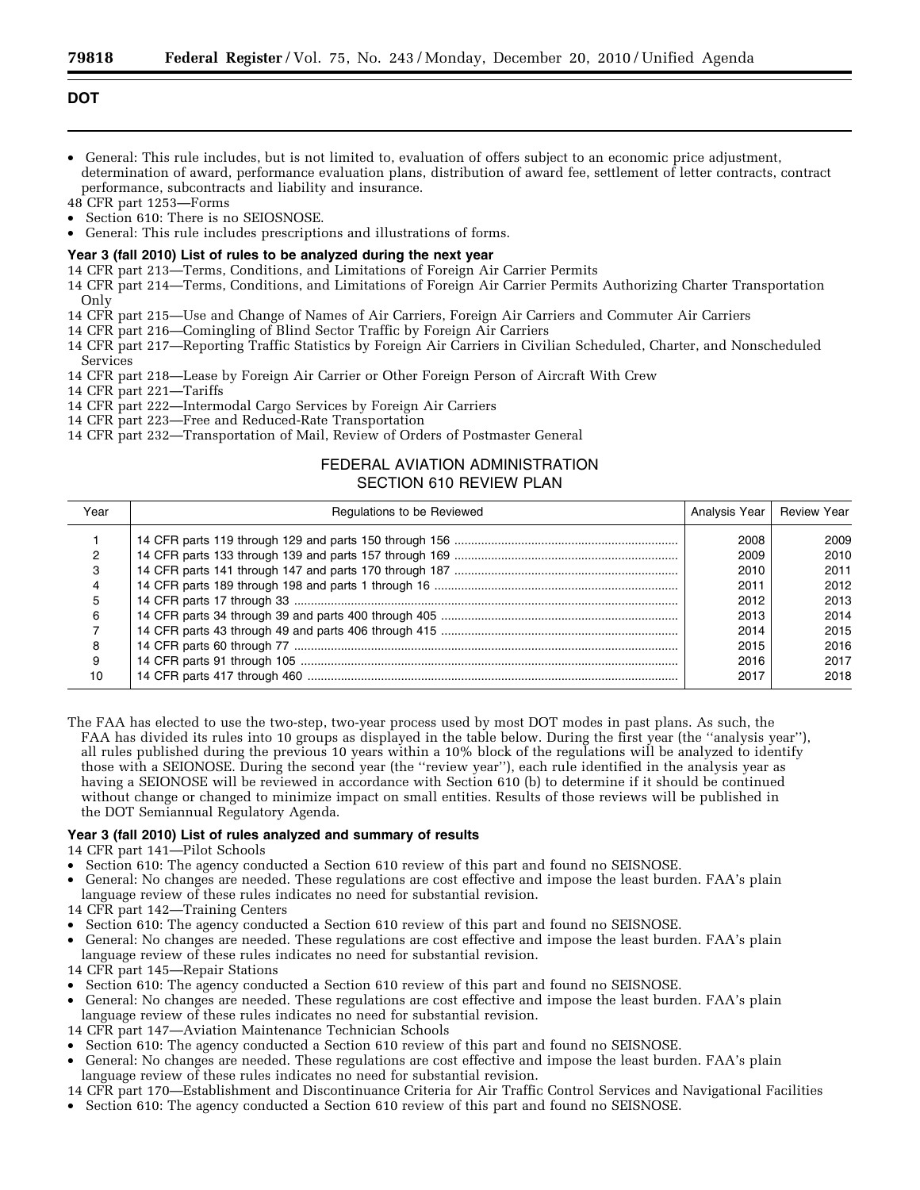## DOT

- General: This rule includes, but is not limited to, evaluation of offers subject to an economic price adjustment, determination of award, performance evaluation plans, distribution of award fee, settlement of letter contracts, contract performance, subcontracts and liability and insurance.

48 CFR part 1253—Forms
- Section 610: There is no SEIOSNOSE.
- General: This rule includes prescriptions and illustrations of forms.

**Year 3 (fall 2010) List of rules to be analyzed during the next year**

14 CFR part 213—Terms, Conditions, and Limitations of Foreign Air Carrier Permits
14 CFR part 214—Terms, Conditions, and Limitations of Foreign Air Carrier Permits Authorizing Charter Transportation Only
14 CFR part 215—Use and Change of Names of Air Carriers, Foreign Air Carriers and Commuter Air Carriers
14 CFR part 216—Comingling of Blind Sector Traffic by Foreign Air Carriers
14 CFR part 217—Reporting Traffic Statistics by Foreign Air Carriers in Civilian Scheduled, Charter, and Nonscheduled Services
14 CFR part 218—Lease by Foreign Air Carrier or Other Foreign Person of Aircraft With Crew
14 CFR part 221—Tariffs
14 CFR part 222—Intermodal Cargo Services by Foreign Air Carriers
14 CFR part 223—Free and Reduced-Rate Transportation
14 CFR part 232—Transportation of Mail, Review of Orders of Postmaster General

FEDERAL AVIATION ADMINISTRATION
SECTION 610 REVIEW PLAN

| Year | Regulations to be Reviewed | Analysis Year | Review Year |
|---|---|---|---|
| 1 | 14 CFR parts 119 through 129 and parts 150 through 156 | 2008 | 2009 |
| 2 | 14 CFR parts 133 through 139 and parts 157 through 169 | 2009 | 2010 |
| 3 | 14 CFR parts 141 through 147 and parts 170 through 187 | 2010 | 2011 |
| 4 | 14 CFR parts 189 through 198 and parts 1 through 16 | 2011 | 2012 |
| 5 | 14 CFR parts 17 through 33 | 2012 | 2013 |
| 6 | 14 CFR parts 34 through 39 and parts 400 through 405 | 2013 | 2014 |
| 7 | 14 CFR parts 43 through 49 and parts 406 through 415 | 2014 | 2015 |
| 8 | 14 CFR parts 60 through 77 | 2015 | 2016 |
| 9 | 14 CFR parts 91 through 105 | 2016 | 2017 |
| 10 | 14 CFR parts 417 through 460 | 2017 | 2018 |

The FAA has elected to use the two-step, two-year process used by most DOT modes in past plans. As such, the FAA has divided its rules into 10 groups as displayed in the table below. During the first year (the ''analysis year''), all rules published during the previous 10 years within a 10% block of the regulations will be analyzed to identify those with a SEIONOSE. During the second year (the ''review year''), each rule identified in the analysis year as having a SEIONOSE will be reviewed in accordance with Section 610 (b) to determine if it should be continued without change or changed to minimize impact on small entities. Results of those reviews will be published in the DOT Semiannual Regulatory Agenda.

**Year 3 (fall 2010) List of rules analyzed and summary of results**

14 CFR part 141—Pilot Schools
- Section 610: The agency conducted a Section 610 review of this part and found no SEISNOSE.
- General: No changes are needed. These regulations are cost effective and impose the least burden. FAA's plain language review of these rules indicates no need for substantial revision.

14 CFR part 142—Training Centers
- Section 610: The agency conducted a Section 610 review of this part and found no SEISNOSE.
- General: No changes are needed. These regulations are cost effective and impose the least burden. FAA's plain language review of these rules indicates no need for substantial revision.

14 CFR part 145—Repair Stations
- Section 610: The agency conducted a Section 610 review of this part and found no SEISNOSE.
- General: No changes are needed. These regulations are cost effective and impose the least burden. FAA's plain language review of these rules indicates no need for substantial revision.

14 CFR part 147—Aviation Maintenance Technician Schools
- Section 610: The agency conducted a Section 610 review of this part and found no SEISNOSE.
- General: No changes are needed. These regulations are cost effective and impose the least burden. FAA's plain language review of these rules indicates no need for substantial revision.

14 CFR part 170—Establishment and Discontinuance Criteria for Air Traffic Control Services and Navigational Facilities
- Section 610: The agency conducted a Section 610 review of this part and found no SEISNOSE.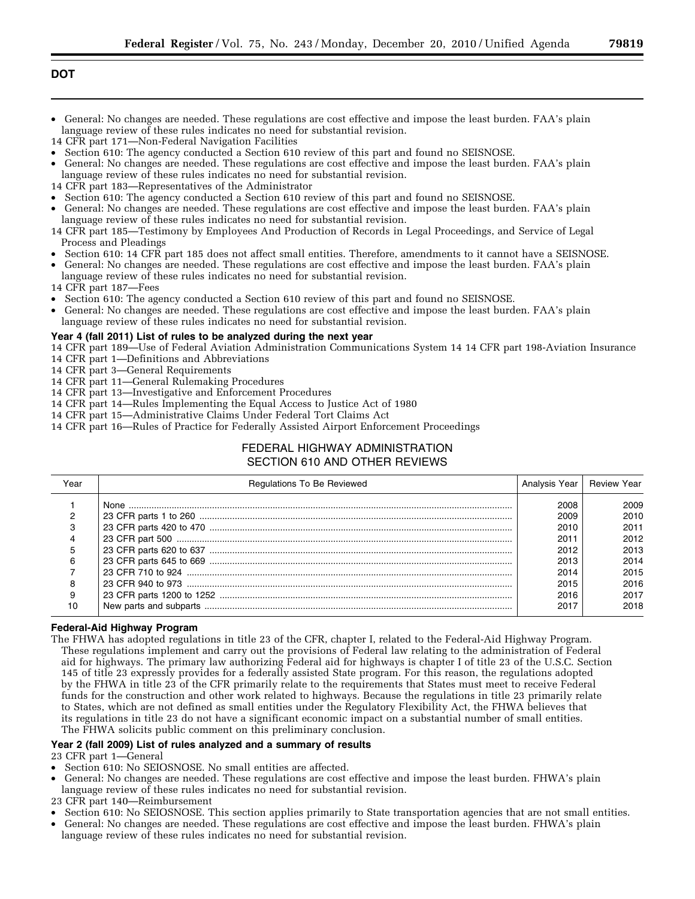## DOT

- General: No changes are needed. These regulations are cost effective and impose the least burden. FAA's plain language review of these rules indicates no need for substantial revision.

14 CFR part 171—Non-Federal Navigation Facilities

- Section 610: The agency conducted a Section 610 review of this part and found no SEISNOSE.
- General: No changes are needed. These regulations are cost effective and impose the least burden. FAA's plain language review of these rules indicates no need for substantial revision.

14 CFR part 183—Representatives of the Administrator

- Section 610: The agency conducted a Section 610 review of this part and found no SEISNOSE.
- General: No changes are needed. These regulations are cost effective and impose the least burden. FAA's plain language review of these rules indicates no need for substantial revision.

14 CFR part 185—Testimony by Employees And Production of Records in Legal Proceedings, and Service of Legal Process and Pleadings

- Section 610: 14 CFR part 185 does not affect small entities. Therefore, amendments to it cannot have a SEISNOSE.
- General: No changes are needed. These regulations are cost effective and impose the least burden. FAA's plain language review of these rules indicates no need for substantial revision.

14 CFR part 187—Fees

- Section 610: The agency conducted a Section 610 review of this part and found no SEISNOSE.
- General: No changes are needed. These regulations are cost effective and impose the least burden. FAA's plain language review of these rules indicates no need for substantial revision.

### Year 4 (fall 2011) List of rules to be analyzed during the next year

14 CFR part 189—Use of Federal Aviation Administration Communications System 14 14 CFR part 198-Aviation Insurance
14 CFR part 1—Definitions and Abbreviations
14 CFR part 3—General Requirements
14 CFR part 11—General Rulemaking Procedures
14 CFR part 13—Investigative and Enforcement Procedures
14 CFR part 14—Rules Implementing the Equal Access to Justice Act of 1980
14 CFR part 15—Administrative Claims Under Federal Tort Claims Act
14 CFR part 16—Rules of Practice for Federally Assisted Airport Enforcement Proceedings

## FEDERAL HIGHWAY ADMINISTRATION SECTION 610 AND OTHER REVIEWS

| Year | Regulations To Be Reviewed | Analysis Year | Review Year |
|---|---|---|---|
| 1 | None | 2008 | 2009 |
| 2 | 23 CFR parts 1 to 260 | 2009 | 2010 |
| 3 | 23 CFR parts 420 to 470 | 2010 | 2011 |
| 4 | 23 CFR part 500 | 2011 | 2012 |
| 5 | 23 CFR parts 620 to 637 | 2012 | 2013 |
| 6 | 23 CFR parts 645 to 669 | 2013 | 2014 |
| 7 | 23 CFR 710 to 924 | 2014 | 2015 |
| 8 | 23 CFR 940 to 973 | 2015 | 2016 |
| 9 | 23 CFR parts 1200 to 1252 | 2016 | 2017 |
| 10 | New parts and subparts | 2017 | 2018 |

### Federal-Aid Highway Program

The FHWA has adopted regulations in title 23 of the CFR, chapter I, related to the Federal-Aid Highway Program. These regulations implement and carry out the provisions of Federal law relating to the administration of Federal aid for highways. The primary law authorizing Federal aid for highways is chapter I of title 23 of the U.S.C. Section 145 of title 23 expressly provides for a federally assisted State program. For this reason, the regulations adopted by the FHWA in title 23 of the CFR primarily relate to the requirements that States must meet to receive Federal funds for the construction and other work related to highways. Because the regulations in title 23 primarily relate to States, which are not defined as small entities under the Regulatory Flexibility Act, the FHWA believes that its regulations in title 23 do not have a significant economic impact on a substantial number of small entities. The FHWA solicits public comment on this preliminary conclusion.

### Year 2 (fall 2009) List of rules analyzed and a summary of results

23 CFR part 1—General

- Section 610: No SEIOSNOSE. No small entities are affected.
- General: No changes are needed. These regulations are cost effective and impose the least burden. FHWA's plain language review of these rules indicates no need for substantial revision.

23 CFR part 140—Reimbursement

- Section 610: No SEIOSNOSE. This section applies primarily to State transportation agencies that are not small entities.
- General: No changes are needed. These regulations are cost effective and impose the least burden. FHWA's plain language review of these rules indicates no need for substantial revision.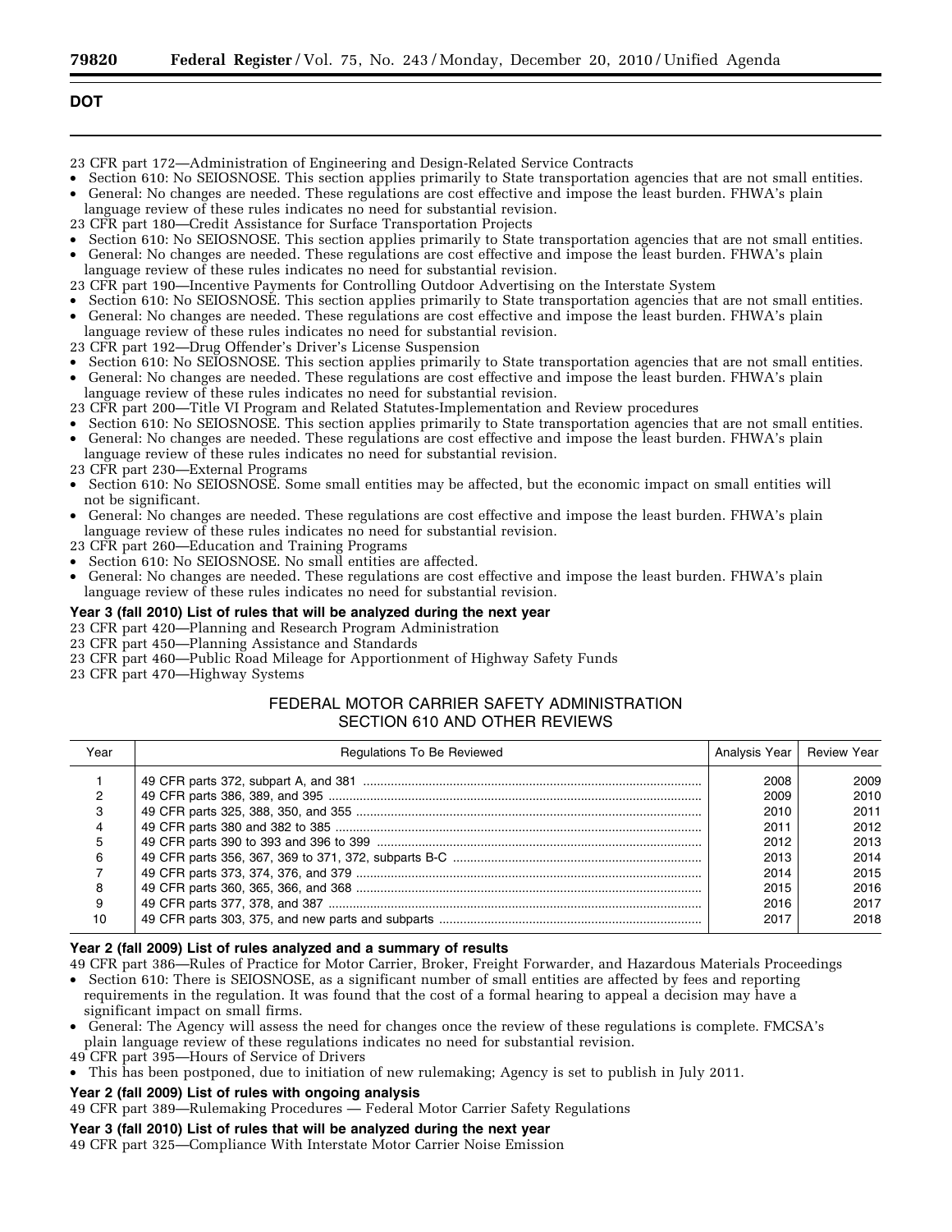## DOT

23 CFR part 172—Administration of Engineering and Design-Related Service Contracts

- Section 610: No SEIOSNOSE. This section applies primarily to State transportation agencies that are not small entities.
- General: No changes are needed. These regulations are cost effective and impose the least burden. FHWA's plain language review of these rules indicates no need for substantial revision.

23 CFR part 180—Credit Assistance for Surface Transportation Projects

- Section 610: No SEIOSNOSE. This section applies primarily to State transportation agencies that are not small entities.
- General: No changes are needed. These regulations are cost effective and impose the least burden. FHWA's plain language review of these rules indicates no need for substantial revision.

23 CFR part 190—Incentive Payments for Controlling Outdoor Advertising on the Interstate System

- Section 610: No SEIOSNOSE. This section applies primarily to State transportation agencies that are not small entities.
- General: No changes are needed. These regulations are cost effective and impose the least burden. FHWA's plain language review of these rules indicates no need for substantial revision.

23 CFR part 192—Drug Offender's Driver's License Suspension

- Section 610: No SEIOSNOSE. This section applies primarily to State transportation agencies that are not small entities.
- General: No changes are needed. These regulations are cost effective and impose the least burden. FHWA's plain language review of these rules indicates no need for substantial revision.

23 CFR part 200—Title VI Program and Related Statutes-Implementation and Review procedures

- Section 610: No SEIOSNOSE. This section applies primarily to State transportation agencies that are not small entities.
- General: No changes are needed. These regulations are cost effective and impose the least burden. FHWA's plain language review of these rules indicates no need for substantial revision.

23 CFR part 230—External Programs

- Section 610: No SEIOSNOSE. Some small entities may be affected, but the economic impact on small entities will not be significant.
- General: No changes are needed. These regulations are cost effective and impose the least burden. FHWA's plain language review of these rules indicates no need for substantial revision.

23 CFR part 260—Education and Training Programs

- Section 610: No SEIOSNOSE. No small entities are affected.
- General: No changes are needed. These regulations are cost effective and impose the least burden. FHWA's plain language review of these rules indicates no need for substantial revision.

**Year 3 (fall 2010) List of rules that will be analyzed during the next year**

23 CFR part 420—Planning and Research Program Administration
23 CFR part 450—Planning Assistance and Standards
23 CFR part 460—Public Road Mileage for Apportionment of Highway Safety Funds
23 CFR part 470—Highway Systems

### FEDERAL MOTOR CARRIER SAFETY ADMINISTRATION SECTION 610 AND OTHER REVIEWS

| Year | Regulations To Be Reviewed | Analysis Year | Review Year |
|---|---|---|---|
| 1 | 49 CFR parts 372, subpart A, and 381 | 2008 | 2009 |
| 2 | 49 CFR parts 386, 389, and 395 | 2009 | 2010 |
| 3 | 49 CFR parts 325, 388, 350, and 355 | 2010 | 2011 |
| 4 | 49 CFR parts 380 and 382 to 385 | 2011 | 2012 |
| 5 | 49 CFR parts 390 to 393 and 396 to 399 | 2012 | 2013 |
| 6 | 49 CFR parts 356, 367, 369 to 371, 372, subparts B-C | 2013 | 2014 |
| 7 | 49 CFR parts 373, 374, 376, and 379 | 2014 | 2015 |
| 8 | 49 CFR parts 360, 365, 366, and 368 | 2015 | 2016 |
| 9 | 49 CFR parts 377, 378, and 387 | 2016 | 2017 |
| 10 | 49 CFR parts 303, 375, and new parts and subparts | 2017 | 2018 |

**Year 2 (fall 2009) List of rules analyzed and a summary of results**

49 CFR part 386—Rules of Practice for Motor Carrier, Broker, Freight Forwarder, and Hazardous Materials Proceedings

- Section 610: There is SEIOSNOSE, as a significant number of small entities are affected by fees and reporting requirements in the regulation. It was found that the cost of a formal hearing to appeal a decision may have a significant impact on small firms.
- General: The Agency will assess the need for changes once the review of these regulations is complete. FMCSA's plain language review of these regulations indicates no need for substantial revision.

49 CFR part 395—Hours of Service of Drivers

- This has been postponed, due to initiation of new rulemaking; Agency is set to publish in July 2011.

**Year 2 (fall 2009) List of rules with ongoing analysis**

49 CFR part 389—Rulemaking Procedures — Federal Motor Carrier Safety Regulations

**Year 3 (fall 2010) List of rules that will be analyzed during the next year**

49 CFR part 325—Compliance With Interstate Motor Carrier Noise Emission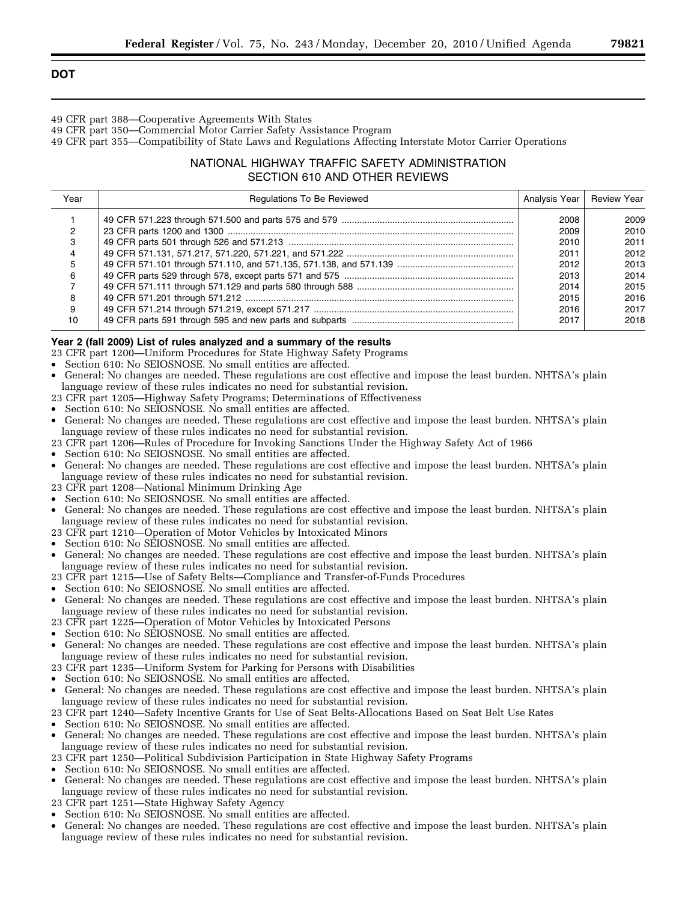## DOT

49 CFR part 388—Cooperative Agreements With States

49 CFR part 350—Commercial Motor Carrier Safety Assistance Program

49 CFR part 355—Compatibility of State Laws and Regulations Affecting Interstate Motor Carrier Operations

### NATIONAL HIGHWAY TRAFFIC SAFETY ADMINISTRATION SECTION 610 AND OTHER REVIEWS

| Year | Regulations To Be Reviewed | Analysis Year | Review Year |
|---|---|---|---|
| 1 | 49 CFR 571.223 through 571.500 and parts 575 and 579 | 2008 | 2009 |
| 2 | 23 CFR parts 1200 and 1300 | 2009 | 2010 |
| 3 | 49 CFR parts 501 through 526 and 571.213 | 2010 | 2011 |
| 4 | 49 CFR 571.131, 571.217, 571.220, 571.221, and 571.222 | 2011 | 2012 |
| 5 | 49 CFR 571.101 through 571.110, and 571.135, 571.138, and 571.139 | 2012 | 2013 |
| 6 | 49 CFR parts 529 through 578, except parts 571 and 575 | 2013 | 2014 |
| 7 | 49 CFR 571.111 through 571.129 and parts 580 through 588 | 2014 | 2015 |
| 8 | 49 CFR 571.201 through 571.212 | 2015 | 2016 |
| 9 | 49 CFR 571.214 through 571.219, except 571.217 | 2016 | 2017 |
| 10 | 49 CFR parts 591 through 595 and new parts and subparts | 2017 | 2018 |

**Year 2 (fall 2009) List of rules analyzed and a summary of the results**

23 CFR part 1200—Uniform Procedures for State Highway Safety Programs
- Section 610: No SEIOSNOSE. No small entities are affected.
- General: No changes are needed. These regulations are cost effective and impose the least burden. NHTSA's plain language review of these rules indicates no need for substantial revision.

23 CFR part 1205—Highway Safety Programs; Determinations of Effectiveness
- Section 610: No SEIOSNOSE. No small entities are affected.
- General: No changes are needed. These regulations are cost effective and impose the least burden. NHTSA's plain language review of these rules indicates no need for substantial revision.

23 CFR part 1206—Rules of Procedure for Invoking Sanctions Under the Highway Safety Act of 1966
- Section 610: No SEIOSNOSE. No small entities are affected.
- General: No changes are needed. These regulations are cost effective and impose the least burden. NHTSA's plain language review of these rules indicates no need for substantial revision.

23 CFR part 1208—National Minimum Drinking Age
- Section 610: No SEIOSNOSE. No small entities are affected.
- General: No changes are needed. These regulations are cost effective and impose the least burden. NHTSA's plain language review of these rules indicates no need for substantial revision.

23 CFR part 1210—Operation of Motor Vehicles by Intoxicated Minors
- Section 610: No SEIOSNOSE. No small entities are affected.
- General: No changes are needed. These regulations are cost effective and impose the least burden. NHTSA's plain language review of these rules indicates no need for substantial revision.

23 CFR part 1215—Use of Safety Belts—Compliance and Transfer-of-Funds Procedures
- Section 610: No SEIOSNOSE. No small entities are affected.
- General: No changes are needed. These regulations are cost effective and impose the least burden. NHTSA's plain language review of these rules indicates no need for substantial revision.

23 CFR part 1225—Operation of Motor Vehicles by Intoxicated Persons
- Section 610: No SEIOSNOSE. No small entities are affected.
- General: No changes are needed. These regulations are cost effective and impose the least burden. NHTSA's plain language review of these rules indicates no need for substantial revision.

23 CFR part 1235—Uniform System for Parking for Persons with Disabilities
- Section 610: No SEIOSNOSE. No small entities are affected.
- General: No changes are needed. These regulations are cost effective and impose the least burden. NHTSA's plain language review of these rules indicates no need for substantial revision.

23 CFR part 1240—Safety Incentive Grants for Use of Seat Belts-Allocations Based on Seat Belt Use Rates
- Section 610: No SEIOSNOSE. No small entities are affected.
- General: No changes are needed. These regulations are cost effective and impose the least burden. NHTSA's plain language review of these rules indicates no need for substantial revision.

23 CFR part 1250—Political Subdivision Participation in State Highway Safety Programs
- Section 610: No SEIOSNOSE. No small entities are affected.
- General: No changes are needed. These regulations are cost effective and impose the least burden. NHTSA's plain language review of these rules indicates no need for substantial revision.

23 CFR part 1251—State Highway Safety Agency
- Section 610: No SEIOSNOSE. No small entities are affected.
- General: No changes are needed. These regulations are cost effective and impose the least burden. NHTSA's plain language review of these rules indicates no need for substantial revision.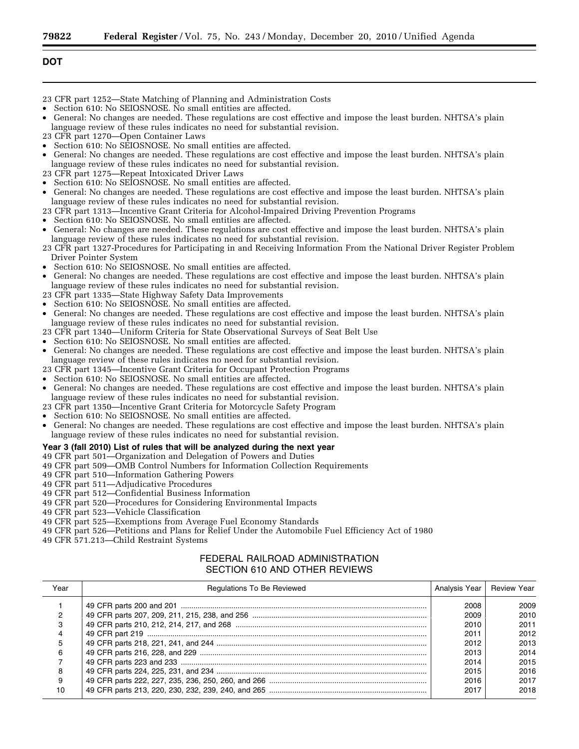## DOT

23 CFR part 1252—State Matching of Planning and Administration Costs

- Section 610: No SEIOSNOSE. No small entities are affected.
- General: No changes are needed. These regulations are cost effective and impose the least burden. NHTSA's plain language review of these rules indicates no need for substantial revision.

23 CFR part 1270—Open Container Laws

- Section 610: No SEIOSNOSE. No small entities are affected.
- General: No changes are needed. These regulations are cost effective and impose the least burden. NHTSA's plain language review of these rules indicates no need for substantial revision.

23 CFR part 1275—Repeat Intoxicated Driver Laws

- Section 610: No SEIOSNOSE. No small entities are affected.
- General: No changes are needed. These regulations are cost effective and impose the least burden. NHTSA's plain language review of these rules indicates no need for substantial revision.

23 CFR part 1313—Incentive Grant Criteria for Alcohol-Impaired Driving Prevention Programs

- Section 610: No SEIOSNOSE. No small entities are affected.
- General: No changes are needed. These regulations are cost effective and impose the least burden. NHTSA's plain language review of these rules indicates no need for substantial revision.

23 CFR part 1327-Procedures for Participating in and Receiving Information From the National Driver Register Problem Driver Pointer System

- Section 610: No SEIOSNOSE. No small entities are affected.
- General: No changes are needed. These regulations are cost effective and impose the least burden. NHTSA's plain language review of these rules indicates no need for substantial revision.

23 CFR part 1335—State Highway Safety Data Improvements

- Section 610: No SEIOSNOSE. No small entities are affected.
- General: No changes are needed. These regulations are cost effective and impose the least burden. NHTSA's plain language review of these rules indicates no need for substantial revision.

23 CFR part 1340—Uniform Criteria for State Observational Surveys of Seat Belt Use

- Section 610: No SEIOSNOSE. No small entities are affected.
- General: No changes are needed. These regulations are cost effective and impose the least burden. NHTSA's plain language review of these rules indicates no need for substantial revision.

23 CFR part 1345—Incentive Grant Criteria for Occupant Protection Programs

- Section 610: No SEIOSNOSE. No small entities are affected.
- General: No changes are needed. These regulations are cost effective and impose the least burden. NHTSA's plain language review of these rules indicates no need for substantial revision.

23 CFR part 1350—Incentive Grant Criteria for Motorcycle Safety Program

- Section 610: No SEIOSNOSE. No small entities are affected.
- General: No changes are needed. These regulations are cost effective and impose the least burden. NHTSA's plain language review of these rules indicates no need for substantial revision.

**Year 3 (fall 2010) List of rules that will be analyzed during the next year**

49 CFR part 501—Organization and Delegation of Powers and Duties
49 CFR part 509—OMB Control Numbers for Information Collection Requirements
49 CFR part 510—Information Gathering Powers
49 CFR part 511—Adjudicative Procedures
49 CFR part 512—Confidential Business Information
49 CFR part 520—Procedures for Considering Environmental Impacts
49 CFR part 523—Vehicle Classification
49 CFR part 525—Exemptions from Average Fuel Economy Standards
49 CFR part 526—Petitions and Plans for Relief Under the Automobile Fuel Efficiency Act of 1980
49 CFR 571.213—Child Restraint Systems

### FEDERAL RAILROAD ADMINISTRATION SECTION 610 AND OTHER REVIEWS

| Year | Regulations To Be Reviewed | Analysis Year | Review Year |
|---|---|---|---|
| 1 | 49 CFR parts 200 and 201 | 2008 | 2009 |
| 2 | 49 CFR parts 207, 209, 211, 215, 238, and 256 | 2009 | 2010 |
| 3 | 49 CFR parts 210, 212, 214, 217, and 268 | 2010 | 2011 |
| 4 | 49 CFR part 219 | 2011 | 2012 |
| 5 | 49 CFR parts 218, 221, 241, and 244 | 2012 | 2013 |
| 6 | 49 CFR parts 216, 228, and 229 | 2013 | 2014 |
| 7 | 49 CFR parts 223 and 233 | 2014 | 2015 |
| 8 | 49 CFR parts 224, 225, 231, and 234 | 2015 | 2016 |
| 9 | 49 CFR parts 222, 227, 235, 236, 250, 260, and 266 | 2016 | 2017 |
| 10 | 49 CFR parts 213, 220, 230, 232, 239, 240, and 265 | 2017 | 2018 |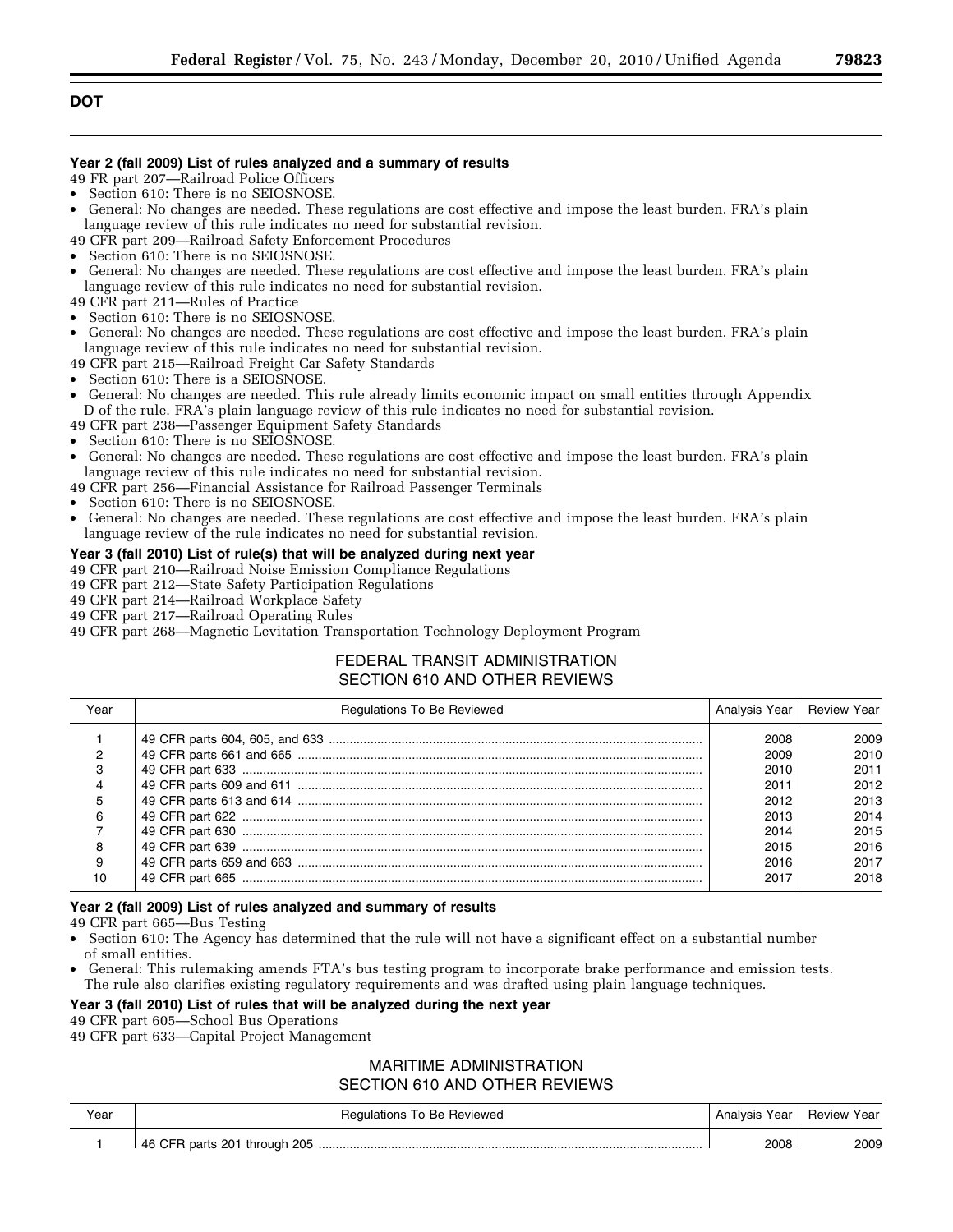## DOT

### Year 2 (fall 2009) List of rules analyzed and a summary of results

49 FR part 207—Railroad Police Officers

- Section 610: There is no SEIOSNOSE.
- General: No changes are needed. These regulations are cost effective and impose the least burden. FRA's plain language review of this rule indicates no need for substantial revision.

49 CFR part 209—Railroad Safety Enforcement Procedures

- Section 610: There is no SEIOSNOSE.
- General: No changes are needed. These regulations are cost effective and impose the least burden. FRA's plain language review of this rule indicates no need for substantial revision.

49 CFR part 211—Rules of Practice

- Section 610: There is no SEIOSNOSE.
- General: No changes are needed. These regulations are cost effective and impose the least burden. FRA's plain language review of this rule indicates no need for substantial revision.

49 CFR part 215—Railroad Freight Car Safety Standards

- Section 610: There is a SEIOSNOSE.
- General: No changes are needed. This rule already limits economic impact on small entities through Appendix D of the rule. FRA's plain language review of this rule indicates no need for substantial revision.

49 CFR part 238—Passenger Equipment Safety Standards

- Section 610: There is no SEIOSNOSE.
- General: No changes are needed. These regulations are cost effective and impose the least burden. FRA's plain language review of this rule indicates no need for substantial revision.

49 CFR part 256—Financial Assistance for Railroad Passenger Terminals

- Section 610: There is no SEIOSNOSE.
- General: No changes are needed. These regulations are cost effective and impose the least burden. FRA's plain language review of the rule indicates no need for substantial revision.

### Year 3 (fall 2010) List of rule(s) that will be analyzed during next year

49 CFR part 210—Railroad Noise Emission Compliance Regulations
49 CFR part 212—State Safety Participation Regulations
49 CFR part 214—Railroad Workplace Safety
49 CFR part 217—Railroad Operating Rules
49 CFR part 268—Magnetic Levitation Transportation Technology Deployment Program

## FEDERAL TRANSIT ADMINISTRATION SECTION 610 AND OTHER REVIEWS

| Year | Regulations To Be Reviewed | Analysis Year | Review Year |
|---|---|---|---|
| 1 | 49 CFR parts 604, 605, and 633 | 2008 | 2009 |
| 2 | 49 CFR parts 661 and 665 | 2009 | 2010 |
| 3 | 49 CFR part 633 | 2010 | 2011 |
| 4 | 49 CFR parts 609 and 611 | 2011 | 2012 |
| 5 | 49 CFR parts 613 and 614 | 2012 | 2013 |
| 6 | 49 CFR part 622 | 2013 | 2014 |
| 7 | 49 CFR part 630 | 2014 | 2015 |
| 8 | 49 CFR part 639 | 2015 | 2016 |
| 9 | 49 CFR parts 659 and 663 | 2016 | 2017 |
| 10 | 49 CFR part 665 | 2017 | 2018 |

### Year 2 (fall 2009) List of rules analyzed and summary of results

49 CFR part 665—Bus Testing

- Section 610: The Agency has determined that the rule will not have a significant effect on a substantial number of small entities.
- General: This rulemaking amends FTA's bus testing program to incorporate brake performance and emission tests. The rule also clarifies existing regulatory requirements and was drafted using plain language techniques.

### Year 3 (fall 2010) List of rules that will be analyzed during the next year

49 CFR part 605—School Bus Operations
49 CFR part 633—Capital Project Management

## MARITIME ADMINISTRATION SECTION 610 AND OTHER REVIEWS

| Year | Regulations To Be Reviewed | Analysis Year | Review Year |
|---|---|---|---|
| 1 | 46 CFR parts 201 through 205 | 2008 | 2009 |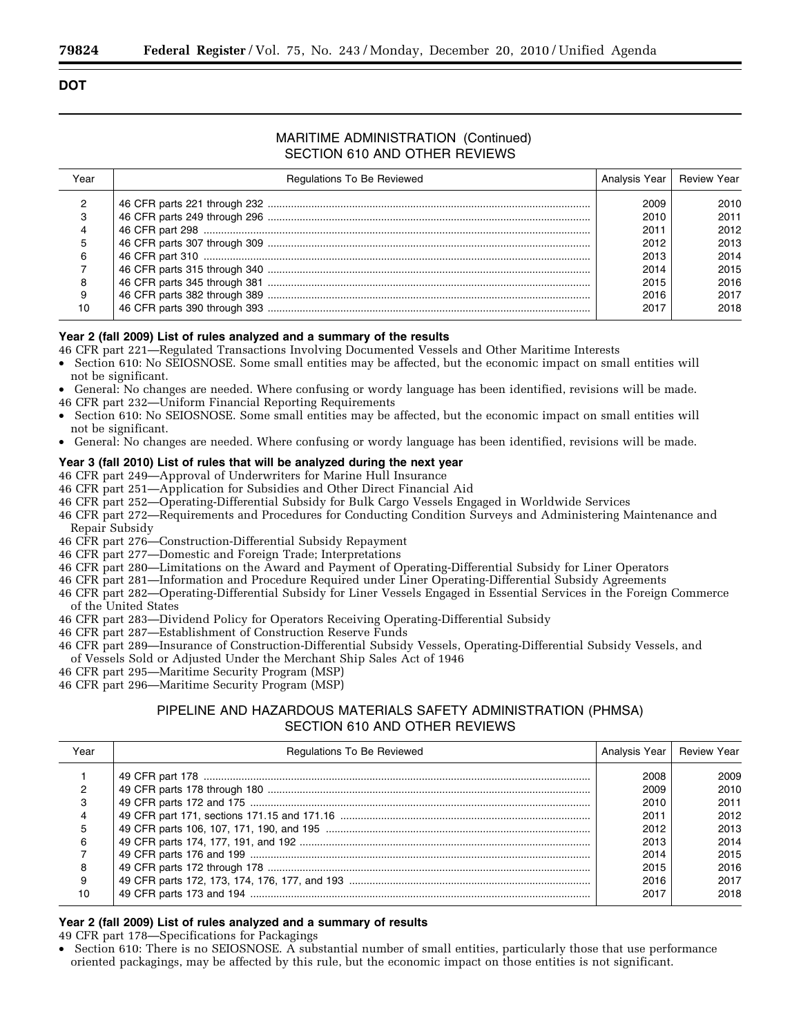**DOT**

## MARITIME ADMINISTRATION (Continued) SECTION 610 AND OTHER REVIEWS

| Year | Regulations To Be Reviewed | Analysis Year | Review Year |
|---|---|---|---|
| 2 | 46 CFR parts 221 through 232 | 2009 | 2010 |
| 3 | 46 CFR parts 249 through 296 | 2010 | 2011 |
| 4 | 46 CFR part 298 | 2011 | 2012 |
| 5 | 46 CFR parts 307 through 309 | 2012 | 2013 |
| 6 | 46 CFR part 310 | 2013 | 2014 |
| 7 | 46 CFR parts 315 through 340 | 2014 | 2015 |
| 8 | 46 CFR parts 345 through 381 | 2015 | 2016 |
| 9 | 46 CFR parts 382 through 389 | 2016 | 2017 |
| 10 | 46 CFR parts 390 through 393 | 2017 | 2018 |

**Year 2 (fall 2009) List of rules analyzed and a summary of the results**

46 CFR part 221—Regulated Transactions Involving Documented Vessels and Other Maritime Interests

- Section 610: No SEIOSNOSE. Some small entities may be affected, but the economic impact on small entities will not be significant.
- General: No changes are needed. Where confusing or wordy language has been identified, revisions will be made.

46 CFR part 232—Uniform Financial Reporting Requirements

- Section 610: No SEIOSNOSE. Some small entities may be affected, but the economic impact on small entities will not be significant.
- General: No changes are needed. Where confusing or wordy language has been identified, revisions will be made.

**Year 3 (fall 2010) List of rules that will be analyzed during the next year**

46 CFR part 249—Approval of Underwriters for Marine Hull Insurance
46 CFR part 251—Application for Subsidies and Other Direct Financial Aid
46 CFR part 252—Operating-Differential Subsidy for Bulk Cargo Vessels Engaged in Worldwide Services
46 CFR part 272—Requirements and Procedures for Conducting Condition Surveys and Administering Maintenance and Repair Subsidy
46 CFR part 276—Construction-Differential Subsidy Repayment
46 CFR part 277—Domestic and Foreign Trade; Interpretations
46 CFR part 280—Limitations on the Award and Payment of Operating-Differential Subsidy for Liner Operators
46 CFR part 281—Information and Procedure Required under Liner Operating-Differential Subsidy Agreements
46 CFR part 282—Operating-Differential Subsidy for Liner Vessels Engaged in Essential Services in the Foreign Commerce of the United States
46 CFR part 283—Dividend Policy for Operators Receiving Operating-Differential Subsidy
46 CFR part 287—Establishment of Construction Reserve Funds
46 CFR part 289—Insurance of Construction-Differential Subsidy Vessels, Operating-Differential Subsidy Vessels, and of Vessels Sold or Adjusted Under the Merchant Ship Sales Act of 1946
46 CFR part 295—Maritime Security Program (MSP)
46 CFR part 296—Maritime Security Program (MSP)

## PIPELINE AND HAZARDOUS MATERIALS SAFETY ADMINISTRATION (PHMSA) SECTION 610 AND OTHER REVIEWS

| Year | Regulations To Be Reviewed | Analysis Year | Review Year |
|---|---|---|---|
| 1 | 49 CFR part 178 | 2008 | 2009 |
| 2 | 49 CFR parts 178 through 180 | 2009 | 2010 |
| 3 | 49 CFR parts 172 and 175 | 2010 | 2011 |
| 4 | 49 CFR part 171, sections 171.15 and 171.16 | 2011 | 2012 |
| 5 | 49 CFR parts 106, 107, 171, 190, and 195 | 2012 | 2013 |
| 6 | 49 CFR parts 174, 177, 191, and 192 | 2013 | 2014 |
| 7 | 49 CFR parts 176 and 199 | 2014 | 2015 |
| 8 | 49 CFR parts 172 through 178 | 2015 | 2016 |
| 9 | 49 CFR parts 172, 173, 174, 176, 177, and 193 | 2016 | 2017 |
| 10 | 49 CFR parts 173 and 194 | 2017 | 2018 |

**Year 2 (fall 2009) List of rules analyzed and a summary of results**

49 CFR part 178—Specifications for Packagings

- Section 610: There is no SEIOSNOSE. A substantial number of small entities, particularly those that use performance oriented packagings, may be affected by this rule, but the economic impact on those entities is not significant.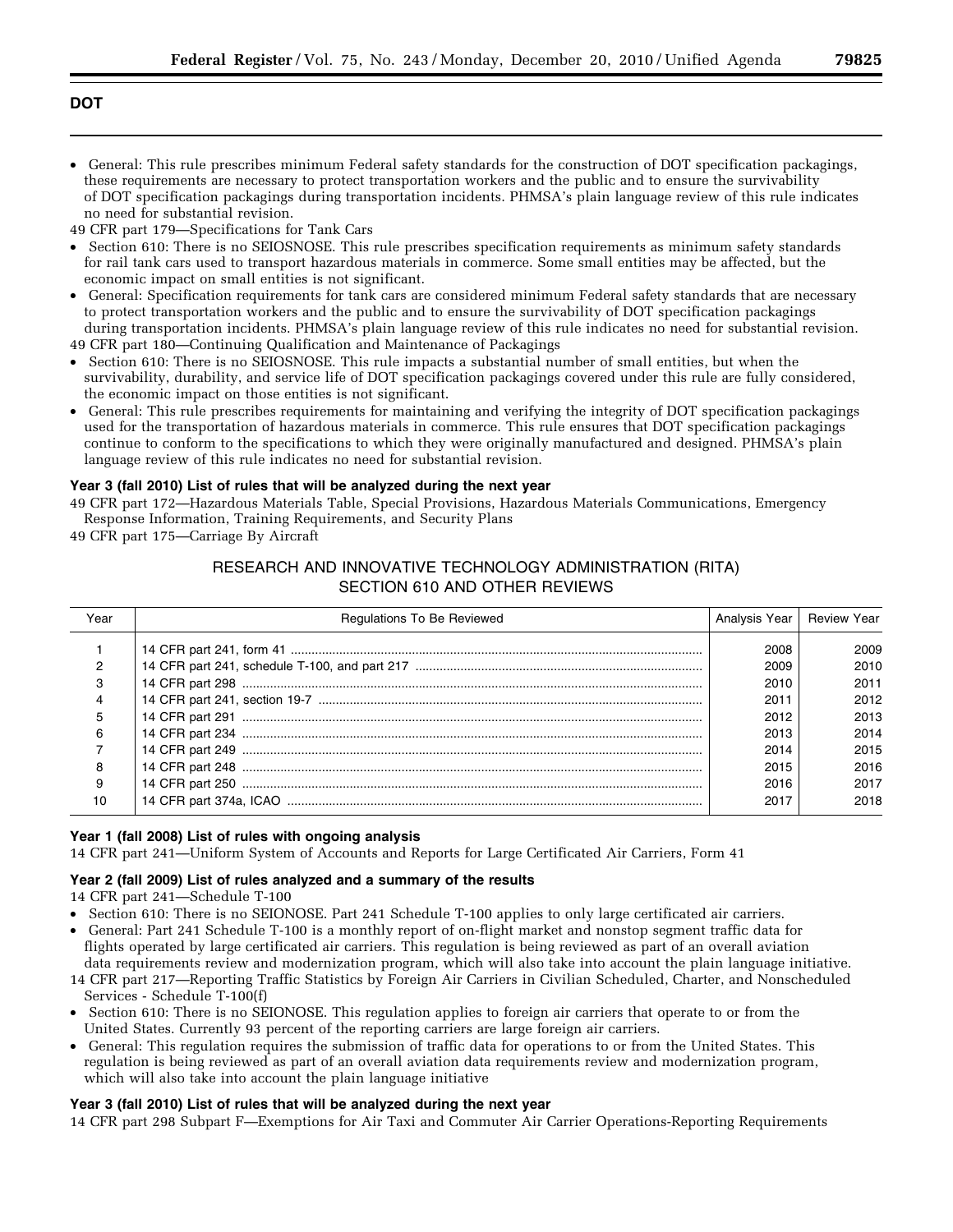## DOT

- General: This rule prescribes minimum Federal safety standards for the construction of DOT specification packagings, these requirements are necessary to protect transportation workers and the public and to ensure the survivability of DOT specification packagings during transportation incidents. PHMSA's plain language review of this rule indicates no need for substantial revision.

49 CFR part 179—Specifications for Tank Cars

- Section 610: There is no SEIOSNOSE. This rule prescribes specification requirements as minimum safety standards for rail tank cars used to transport hazardous materials in commerce. Some small entities may be affected, but the economic impact on small entities is not significant.
- General: Specification requirements for tank cars are considered minimum Federal safety standards that are necessary to protect transportation workers and the public and to ensure the survivability of DOT specification packagings during transportation incidents. PHMSA's plain language review of this rule indicates no need for substantial revision.

49 CFR part 180—Continuing Qualification and Maintenance of Packagings

- Section 610: There is no SEIOSNOSE. This rule impacts a substantial number of small entities, but when the survivability, durability, and service life of DOT specification packagings covered under this rule are fully considered, the economic impact on those entities is not significant.
- General: This rule prescribes requirements for maintaining and verifying the integrity of DOT specification packagings used for the transportation of hazardous materials in commerce. This rule ensures that DOT specification packagings continue to conform to the specifications to which they were originally manufactured and designed. PHMSA's plain language review of this rule indicates no need for substantial revision.

**Year 3 (fall 2010) List of rules that will be analyzed during the next year**

49 CFR part 172—Hazardous Materials Table, Special Provisions, Hazardous Materials Communications, Emergency Response Information, Training Requirements, and Security Plans

49 CFR part 175—Carriage By Aircraft

### RESEARCH AND INNOVATIVE TECHNOLOGY ADMINISTRATION (RITA) SECTION 610 AND OTHER REVIEWS

| Year | Regulations To Be Reviewed | Analysis Year | Review Year |
|---|---|---|---|
| 1 | 14 CFR part 241, form 41 | 2008 | 2009 |
| 2 | 14 CFR part 241, schedule T-100, and part 217 | 2009 | 2010 |
| 3 | 14 CFR part 298 | 2010 | 2011 |
| 4 | 14 CFR part 241, section 19-7 | 2011 | 2012 |
| 5 | 14 CFR part 291 | 2012 | 2013 |
| 6 | 14 CFR part 234 | 2013 | 2014 |
| 7 | 14 CFR part 249 | 2014 | 2015 |
| 8 | 14 CFR part 248 | 2015 | 2016 |
| 9 | 14 CFR part 250 | 2016 | 2017 |
| 10 | 14 CFR part 374a, ICAO | 2017 | 2018 |

**Year 1 (fall 2008) List of rules with ongoing analysis**

14 CFR part 241—Uniform System of Accounts and Reports for Large Certificated Air Carriers, Form 41

**Year 2 (fall 2009) List of rules analyzed and a summary of the results**

14 CFR part 241—Schedule T-100

- Section 610: There is no SEIONOSE. Part 241 Schedule T-100 applies to only large certificated air carriers.
- General: Part 241 Schedule T-100 is a monthly report of on-flight market and nonstop segment traffic data for flights operated by large certificated air carriers. This regulation is being reviewed as part of an overall aviation data requirements review and modernization program, which will also take into account the plain language initiative.

14 CFR part 217—Reporting Traffic Statistics by Foreign Air Carriers in Civilian Scheduled, Charter, and Nonscheduled Services - Schedule T-100(f)

- Section 610: There is no SEIONOSE. This regulation applies to foreign air carriers that operate to or from the United States. Currently 93 percent of the reporting carriers are large foreign air carriers.
- General: This regulation requires the submission of traffic data for operations to or from the United States. This regulation is being reviewed as part of an overall aviation data requirements review and modernization program, which will also take into account the plain language initiative

**Year 3 (fall 2010) List of rules that will be analyzed during the next year**

14 CFR part 298 Subpart F—Exemptions for Air Taxi and Commuter Air Carrier Operations-Reporting Requirements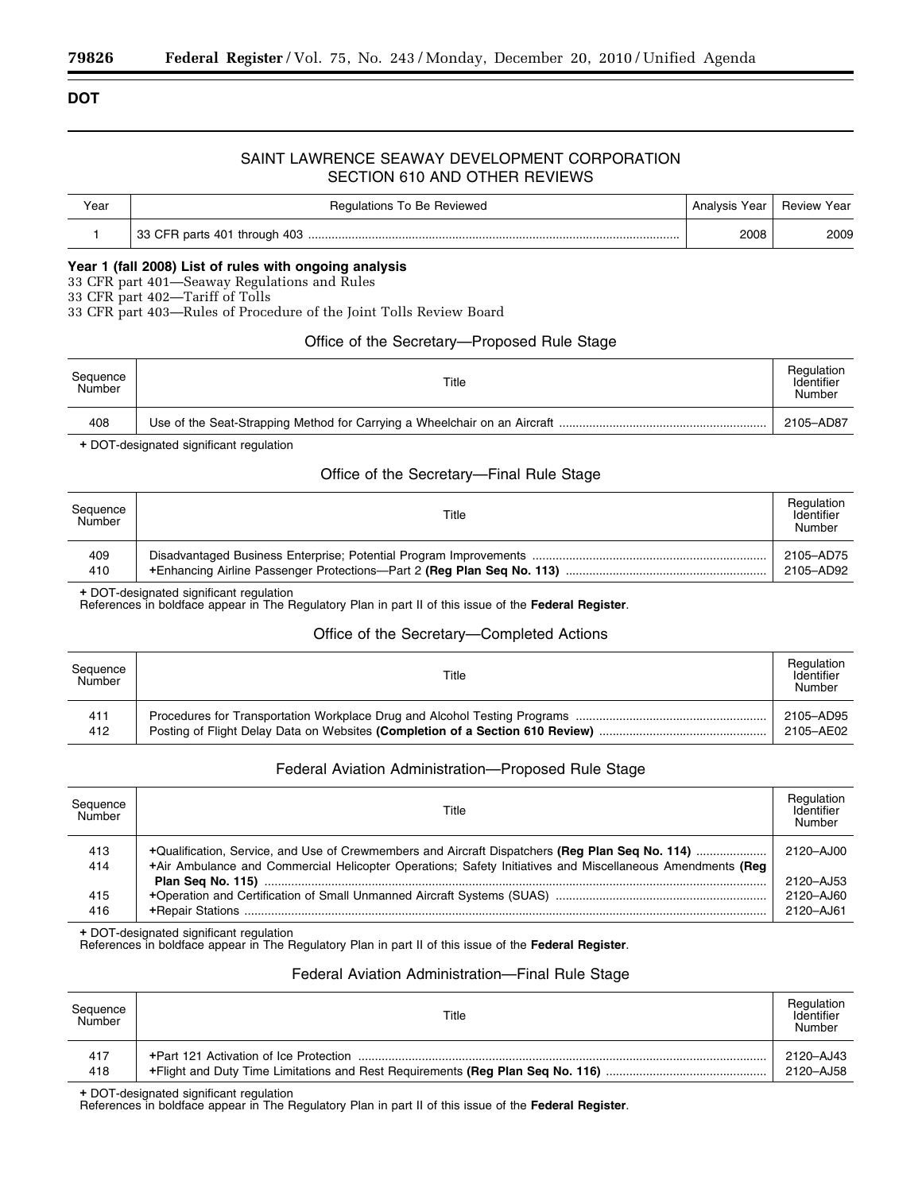**DOT**

## SAINT LAWRENCE SEAWAY DEVELOPMENT CORPORATION SECTION 610 AND OTHER REVIEWS

| Year | Regulations To Be Reviewed | Analysis Year | Review Year |
|---|---|---|---|
| 1 | 33 CFR parts 401 through 403 | 2008 | 2009 |

**Year 1 (fall 2008) List of rules with ongoing analysis**

33 CFR part 401—Seaway Regulations and Rules
33 CFR part 402—Tariff of Tolls
33 CFR part 403—Rules of Procedure of the Joint Tolls Review Board

### Office of the Secretary—Proposed Rule Stage

| Sequence Number | Title | Regulation Identifier Number |
|---|---|---|
| 408 | Use of the Seat-Strapping Method for Carrying a Wheelchair on an Aircraft | 2105–AD87 |

+ DOT-designated significant regulation

### Office of the Secretary—Final Rule Stage

| Sequence Number | Title | Regulation Identifier Number |
|---|---|---|
| 409 | Disadvantaged Business Enterprise; Potential Program Improvements | 2105–AD75 |
| 410 | +Enhancing Airline Passenger Protections—Part 2 **(Reg Plan Seq No. 113)** | 2105–AD92 |

+ DOT-designated significant regulation
References in boldface appear in The Regulatory Plan in part II of this issue of the **Federal Register**.

### Office of the Secretary—Completed Actions

| Sequence Number | Title | Regulation Identifier Number |
|---|---|---|
| 411 | Procedures for Transportation Workplace Drug and Alcohol Testing Programs | 2105–AD95 |
| 412 | Posting of Flight Delay Data on Websites **(Completion of a Section 610 Review)** | 2105–AE02 |

### Federal Aviation Administration—Proposed Rule Stage

| Sequence Number | Title | Regulation Identifier Number |
|---|---|---|
| 413 | +Qualification, Service, and Use of Crewmembers and Aircraft Dispatchers **(Reg Plan Seq No. 114)** | 2120–AJ00 |
| 414 | +Air Ambulance and Commercial Helicopter Operations; Safety Initiatives and Miscellaneous Amendments **(Reg Plan Seq No. 115)** | 2120–AJ53 |
| 415 | +Operation and Certification of Small Unmanned Aircraft Systems (SUAS) | 2120–AJ60 |
| 416 | +Repair Stations | 2120–AJ61 |

+ DOT-designated significant regulation
References in boldface appear in The Regulatory Plan in part II of this issue of the **Federal Register**.

### Federal Aviation Administration—Final Rule Stage

| Sequence Number | Title | Regulation Identifier Number |
|---|---|---|
| 417 | +Part 121 Activation of Ice Protection | 2120–AJ43 |
| 418 | +Flight and Duty Time Limitations and Rest Requirements **(Reg Plan Seq No. 116)** | 2120–AJ58 |

+ DOT-designated significant regulation
References in boldface appear in The Regulatory Plan in part II of this issue of the **Federal Register**.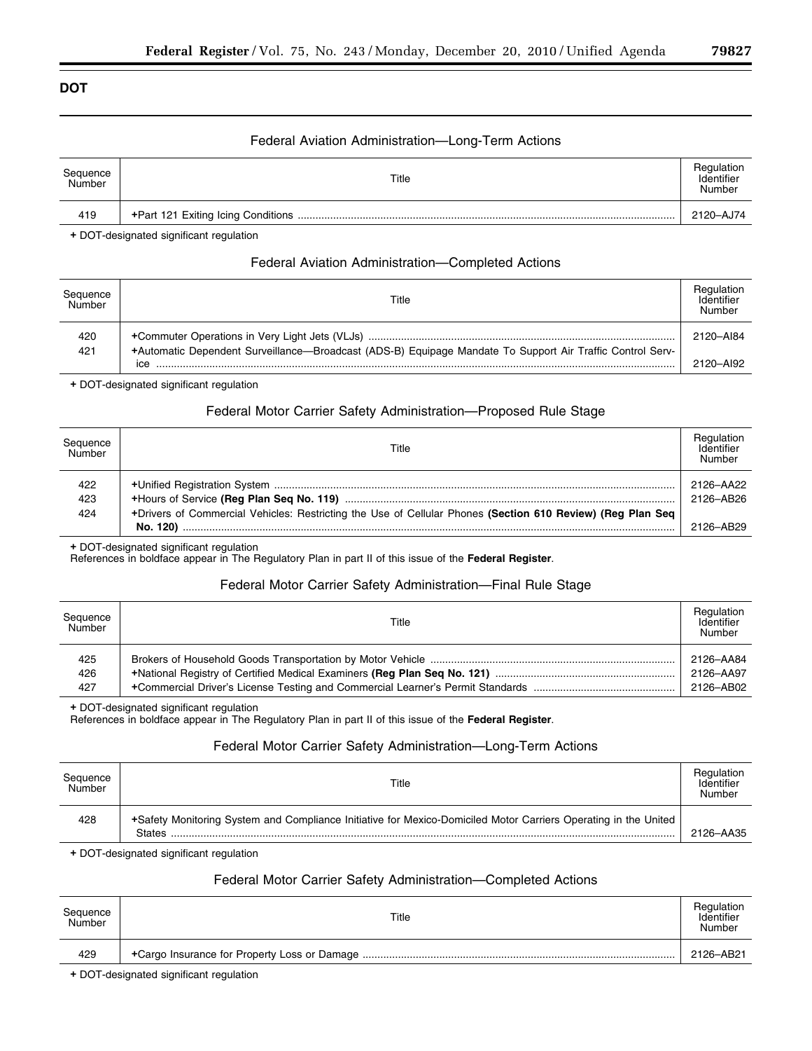## DOT

### Federal Aviation Administration—Long-Term Actions

| Sequence Number | Title | Regulation Identifier Number |
|---|---|---|
| 419 | +Part 121 Exiting Icing Conditions | 2120–AJ74 |

+ DOT-designated significant regulation

### Federal Aviation Administration—Completed Actions

| Sequence Number | Title | Regulation Identifier Number |
|---|---|---|
| 420 | +Commuter Operations in Very Light Jets (VLJs) | 2120–AI84 |
| 421 | +Automatic Dependent Surveillance—Broadcast (ADS-B) Equipage Mandate To Support Air Traffic Control Service | 2120–AI92 |

+ DOT-designated significant regulation

### Federal Motor Carrier Safety Administration—Proposed Rule Stage

| Sequence Number | Title | Regulation Identifier Number |
|---|---|---|
| 422 | +Unified Registration System | 2126–AA22 |
| 423 | +Hours of Service **(Reg Plan Seq No. 119)** | 2126–AB26 |
| 424 | +Drivers of Commercial Vehicles: Restricting the Use of Cellular Phones **(Section 610 Review) (Reg Plan Seq No. 120)** | 2126–AB29 |

+ DOT-designated significant regulation
References in boldface appear in The Regulatory Plan in part II of this issue of the **Federal Register**.

### Federal Motor Carrier Safety Administration—Final Rule Stage

| Sequence Number | Title | Regulation Identifier Number |
|---|---|---|
| 425 | Brokers of Household Goods Transportation by Motor Vehicle | 2126–AA84 |
| 426 | +National Registry of Certified Medical Examiners **(Reg Plan Seq No. 121)** | 2126–AA97 |
| 427 | +Commercial Driver's License Testing and Commercial Learner's Permit Standards | 2126–AB02 |

+ DOT-designated significant regulation
References in boldface appear in The Regulatory Plan in part II of this issue of the **Federal Register**.

### Federal Motor Carrier Safety Administration—Long-Term Actions

| Sequence Number | Title | Regulation Identifier Number |
|---|---|---|
| 428 | +Safety Monitoring System and Compliance Initiative for Mexico-Domiciled Motor Carriers Operating in the United States | 2126–AA35 |

+ DOT-designated significant regulation

### Federal Motor Carrier Safety Administration—Completed Actions

| Sequence Number | Title | Regulation Identifier Number |
|---|---|---|
| 429 | +Cargo Insurance for Property Loss or Damage | 2126–AB21 |

+ DOT-designated significant regulation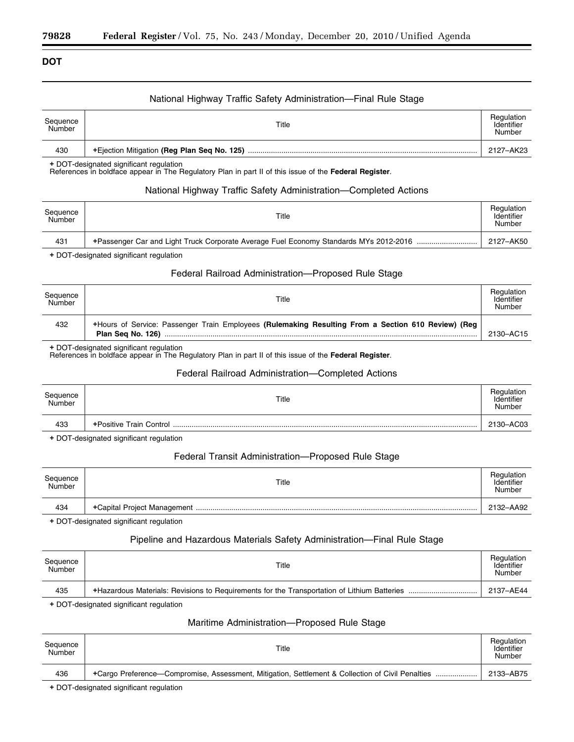## DOT

### National Highway Traffic Safety Administration—Final Rule Stage

| Sequence Number | Title | Regulation Identifier Number |
| --- | --- | --- |
| 430 | +Ejection Mitigation **(Reg Plan Seq No. 125)** | 2127–AK23 |

+ DOT-designated significant regulation
References in boldface appear in The Regulatory Plan in part II of this issue of the **Federal Register**.

### National Highway Traffic Safety Administration—Completed Actions

| Sequence Number | Title | Regulation Identifier Number |
| --- | --- | --- |
| 431 | +Passenger Car and Light Truck Corporate Average Fuel Economy Standards MYs 2012-2016 | 2127–AK50 |

+ DOT-designated significant regulation

### Federal Railroad Administration—Proposed Rule Stage

| Sequence Number | Title | Regulation Identifier Number |
| --- | --- | --- |
| 432 | +Hours of Service: Passenger Train Employees **(Rulemaking Resulting From a Section 610 Review) (Reg Plan Seq No. 126)** | 2130–AC15 |

+ DOT-designated significant regulation
References in boldface appear in The Regulatory Plan in part II of this issue of the **Federal Register**.

### Federal Railroad Administration—Completed Actions

| Sequence Number | Title | Regulation Identifier Number |
| --- | --- | --- |
| 433 | +Positive Train Control | 2130–AC03 |

+ DOT-designated significant regulation

### Federal Transit Administration—Proposed Rule Stage

| Sequence Number | Title | Regulation Identifier Number |
| --- | --- | --- |
| 434 | +Capital Project Management | 2132–AA92 |

+ DOT-designated significant regulation

### Pipeline and Hazardous Materials Safety Administration—Final Rule Stage

| Sequence Number | Title | Regulation Identifier Number |
| --- | --- | --- |
| 435 | +Hazardous Materials: Revisions to Requirements for the Transportation of Lithium Batteries | 2137–AE44 |

+ DOT-designated significant regulation

### Maritime Administration—Proposed Rule Stage

| Sequence Number | Title | Regulation Identifier Number |
| --- | --- | --- |
| 436 | +Cargo Preference—Compromise, Assessment, Mitigation, Settlement & Collection of Civil Penalties | 2133–AB75 |

+ DOT-designated significant regulation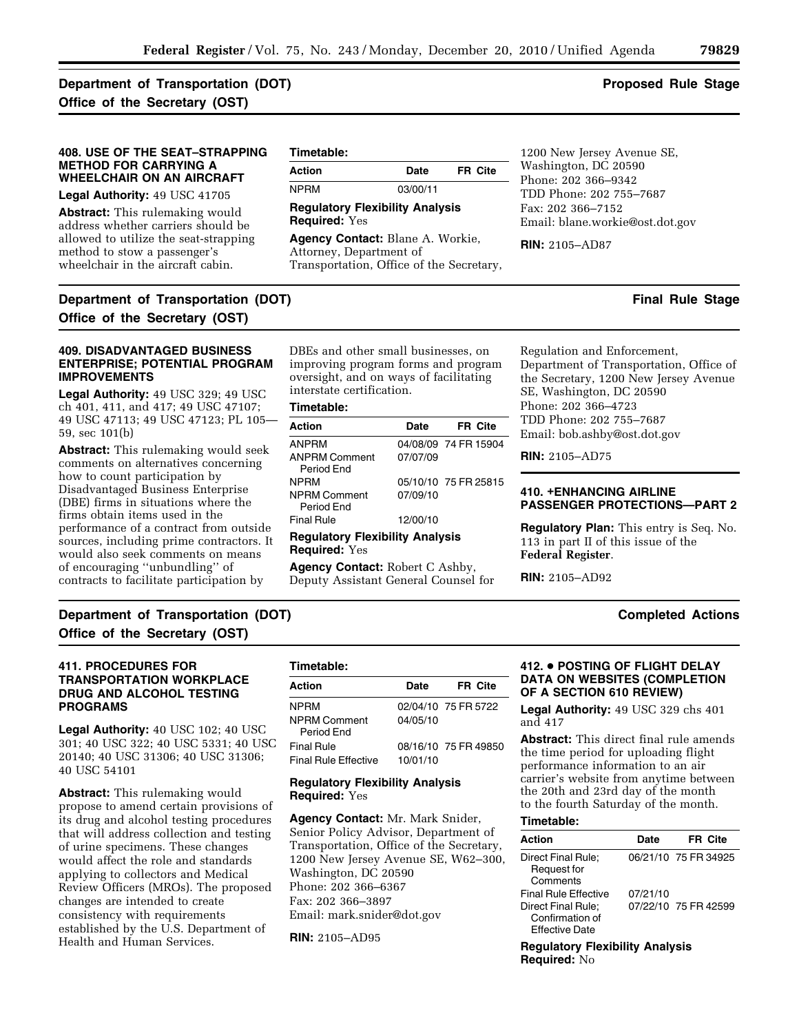## Department of Transportation (DOT) — Office of the Secretary (OST) — Proposed Rule Stage

### 408. USE OF THE SEAT–STRAPPING METHOD FOR CARRYING A WHEELCHAIR ON AN AIRCRAFT

**Legal Authority:** 49 USC 41705

**Abstract:** This rulemaking would address whether carriers should be allowed to utilize the seat-strapping method to stow a passenger's wheelchair in the aircraft cabin.

**Timetable:**

| Action | Date | FR Cite |
| --- | --- | --- |
| NPRM | 03/00/11 | |

**Regulatory Flexibility Analysis Required:** Yes

**Agency Contact:** Blane A. Workie, Attorney, Department of Transportation, Office of the Secretary, 1200 New Jersey Avenue SE, Washington, DC 20590
Phone: 202 366–9342
TDD Phone: 202 755–7687
Fax: 202 366–7152
Email: blane.workie@ost.dot.gov

**RIN:** 2105–AD87

## Department of Transportation (DOT) — Office of the Secretary (OST) — Final Rule Stage

### 409. DISADVANTAGED BUSINESS ENTERPRISE; POTENTIAL PROGRAM IMPROVEMENTS

**Legal Authority:** 49 USC 329; 49 USC ch 401, 411, and 417; 49 USC 47107; 49 USC 47113; 49 USC 47123; PL 105—59, sec 101(b)

**Abstract:** This rulemaking would seek comments on alternatives concerning how to count participation by Disadvantaged Business Enterprise (DBE) firms in situations where the firms obtain items used in the performance of a contract from outside sources, including prime contractors. It would also seek comments on means of encouraging ''unbundling'' of contracts to facilitate participation by DBEs and other small businesses, on improving program forms and program oversight, and on ways of facilitating interstate certification.

**Timetable:**

| Action | Date | FR Cite |
| --- | --- | --- |
| ANPRM | 04/08/09 | 74 FR 15904 |
| ANPRM Comment Period End | 07/07/09 | |
| NPRM | 05/10/10 | 75 FR 25815 |
| NPRM Comment Period End | 07/09/10 | |
| Final Rule | 12/00/10 | |

**Regulatory Flexibility Analysis Required:** Yes

**Agency Contact:** Robert C Ashby, Deputy Assistant General Counsel for Regulation and Enforcement, Department of Transportation, Office of the Secretary, 1200 New Jersey Avenue SE, Washington, DC 20590
Phone: 202 366–4723
TDD Phone: 202 755–7687
Email: bob.ashby@ost.dot.gov

**RIN:** 2105–AD75

### 410. +ENHANCING AIRLINE PASSENGER PROTECTIONS—PART 2

**Regulatory Plan:** This entry is Seq. No. 113 in part II of this issue of the **Federal Register**.

**RIN:** 2105–AD92

## Department of Transportation (DOT) — Office of the Secretary (OST) — Completed Actions

### 411. PROCEDURES FOR TRANSPORTATION WORKPLACE DRUG AND ALCOHOL TESTING PROGRAMS

**Legal Authority:** 40 USC 102; 40 USC 301; 40 USC 322; 40 USC 5331; 40 USC 20140; 40 USC 31306; 40 USC 31306; 40 USC 54101

**Abstract:** This rulemaking would propose to amend certain provisions of its drug and alcohol testing procedures that will address collection and testing of urine specimens. These changes would affect the role and standards applying to collectors and Medical Review Officers (MROs). The proposed changes are intended to create consistency with requirements established by the U.S. Department of Health and Human Services.

**Timetable:**

| Action | Date | FR Cite |
| --- | --- | --- |
| NPRM | 02/04/10 | 75 FR 5722 |
| NPRM Comment Period End | 04/05/10 | |
| Final Rule | 08/16/10 | 75 FR 49850 |
| Final Rule Effective | 10/01/10 | |

**Regulatory Flexibility Analysis Required:** Yes

**Agency Contact:** Mr. Mark Snider, Senior Policy Advisor, Department of Transportation, Office of the Secretary, 1200 New Jersey Avenue SE, W62–300, Washington, DC 20590
Phone: 202 366–6367
Fax: 202 366–3897
Email: mark.snider@dot.gov

**RIN:** 2105–AD95

### 412. • POSTING OF FLIGHT DELAY DATA ON WEBSITES (COMPLETION OF A SECTION 610 REVIEW)

**Legal Authority:** 49 USC 329 chs 401 and 417

**Abstract:** This direct final rule amends the time period for uploading flight performance information to an air carrier's website from anytime between the 20th and 23rd day of the month to the fourth Saturday of the month.

**Timetable:**

| Action | Date | FR Cite |
| --- | --- | --- |
| Direct Final Rule; Request for Comments | 06/21/10 | 75 FR 34925 |
| Final Rule Effective | 07/21/10 | |
| Direct Final Rule; Confirmation of Effective Date | 07/22/10 | 75 FR 42599 |

**Regulatory Flexibility Analysis Required:** No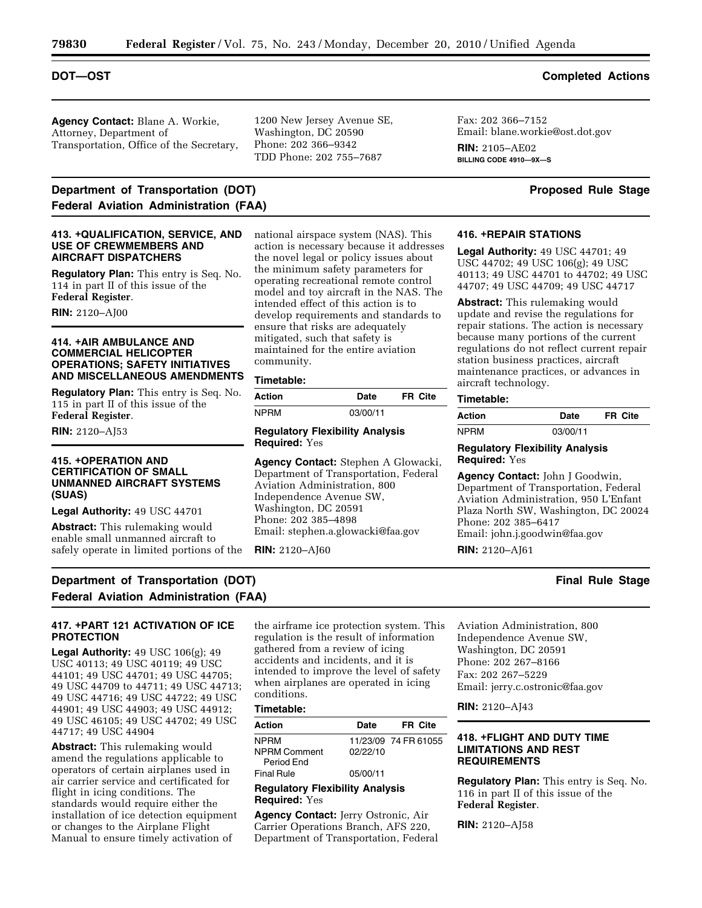## DOT—OST — Completed Actions

**Agency Contact:** Blane A. Workie, Attorney, Department of Transportation, Office of the Secretary, 1200 New Jersey Avenue SE, Washington, DC 20590
Phone: 202 366–9342
TDD Phone: 202 755–7687
Fax: 202 366–7152
Email: blane.workie@ost.dot.gov

**RIN:** 2105–AE02

**BILLING CODE 4910—9X—S**

## Department of Transportation (DOT) Federal Aviation Administration (FAA) — Proposed Rule Stage

### 413. +QUALIFICATION, SERVICE, AND USE OF CREWMEMBERS AND AIRCRAFT DISPATCHERS

**Regulatory Plan:** This entry is Seq. No. 114 in part II of this issue of the **Federal Register**.

**RIN:** 2120–AJ00

### 414. +AIR AMBULANCE AND COMMERCIAL HELICOPTER OPERATIONS; SAFETY INITIATIVES AND MISCELLANEOUS AMENDMENTS

**Regulatory Plan:** This entry is Seq. No. 115 in part II of this issue of the **Federal Register**.

**RIN:** 2120–AJ53

### 415. +OPERATION AND CERTIFICATION OF SMALL UNMANNED AIRCRAFT SYSTEMS (SUAS)

**Legal Authority:** 49 USC 44701

**Abstract:** This rulemaking would enable small unmanned aircraft to safely operate in limited portions of the national airspace system (NAS). This action is necessary because it addresses the novel legal or policy issues about the minimum safety parameters for operating recreational remote control model and toy aircraft in the NAS. The intended effect of this action is to develop requirements and standards to ensure that risks are adequately mitigated, such that safety is maintained for the entire aviation community.

**Timetable:**

| Action | Date | FR Cite |
|---|---|---|
| NPRM | 03/00/11 | |

**Regulatory Flexibility Analysis Required:** Yes

**Agency Contact:** Stephen A Glowacki, Department of Transportation, Federal Aviation Administration, 800 Independence Avenue SW, Washington, DC 20591
Phone: 202 385–4898
Email: stephen.a.glowacki@faa.gov

**RIN:** 2120–AJ60

### 416. +REPAIR STATIONS

**Legal Authority:** 49 USC 44701; 49 USC 44702; 49 USC 106(g); 49 USC 40113; 49 USC 44701 to 44702; 49 USC 44707; 49 USC 44709; 49 USC 44717

**Abstract:** This rulemaking would update and revise the regulations for repair stations. The action is necessary because many portions of the current regulations do not reflect current repair station business practices, aircraft maintenance practices, or advances in aircraft technology.

**Timetable:**

| Action | Date | FR Cite |
|---|---|---|
| NPRM | 03/00/11 | |

**Regulatory Flexibility Analysis Required:** Yes

**Agency Contact:** John J Goodwin, Department of Transportation, Federal Aviation Administration, 950 L'Enfant Plaza North SW, Washington, DC 20024
Phone: 202 385–6417
Email: john.j.goodwin@faa.gov

**RIN:** 2120–AJ61

## Department of Transportation (DOT) Federal Aviation Administration (FAA) — Final Rule Stage

### 417. +PART 121 ACTIVATION OF ICE PROTECTION

**Legal Authority:** 49 USC 106(g); 49 USC 40113; 49 USC 40119; 49 USC 44101; 49 USC 44701; 49 USC 44705; 49 USC 44709 to 44711; 49 USC 44713; 49 USC 44716; 49 USC 44722; 49 USC 44901; 49 USC 44903; 49 USC 44912; 49 USC 46105; 49 USC 44702; 49 USC 44717; 49 USC 44904

**Abstract:** This rulemaking would amend the regulations applicable to operators of certain airplanes used in air carrier service and certificated for flight in icing conditions. The standards would require either the installation of ice detection equipment or changes to the Airplane Flight Manual to ensure timely activation of the airframe ice protection system. This regulation is the result of information gathered from a review of icing accidents and incidents, and it is intended to improve the level of safety when airplanes are operated in icing conditions.

**Timetable:**

| Action | Date | FR Cite |
|---|---|---|
| NPRM | 11/23/09 | 74 FR 61055 |
| NPRM Comment Period End | 02/22/10 | |
| Final Rule | 05/00/11 | |

**Regulatory Flexibility Analysis Required:** Yes

**Agency Contact:** Jerry Ostronic, Air Carrier Operations Branch, AFS 220, Department of Transportation, Federal Aviation Administration, 800 Independence Avenue SW, Washington, DC 20591
Phone: 202 267–8166
Fax: 202 267–5229
Email: jerry.c.ostronic@faa.gov

**RIN:** 2120–AJ43

### 418. +FLIGHT AND DUTY TIME LIMITATIONS AND REST REQUIREMENTS

**Regulatory Plan:** This entry is Seq. No. 116 in part II of this issue of the **Federal Register**.

**RIN:** 2120–AJ58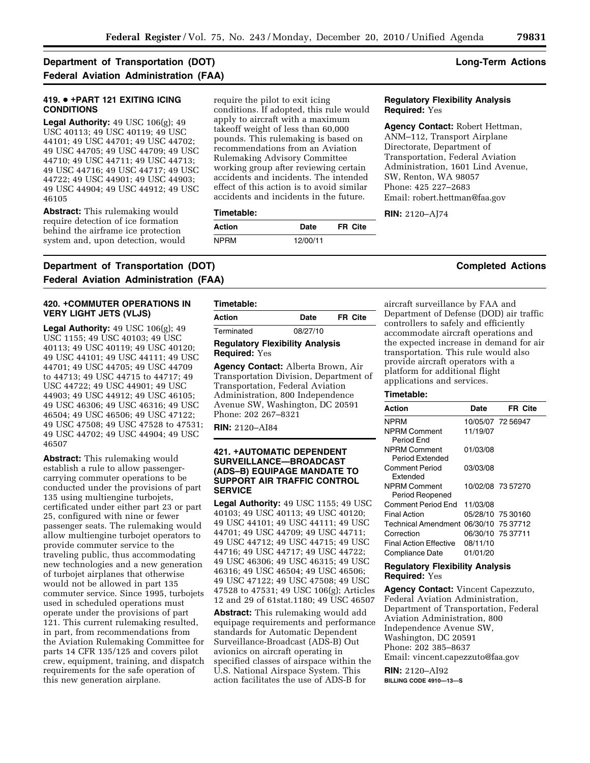## Department of Transportation (DOT) — Long-Term Actions

## Federal Aviation Administration (FAA)

### 419. ● +PART 121 EXITING ICING CONDITIONS

**Legal Authority:** 49 USC 106(g); 49 USC 40113; 49 USC 40119; 49 USC 44101; 49 USC 44701; 49 USC 44702; 49 USC 44705; 49 USC 44709; 49 USC 44710; 49 USC 44711; 49 USC 44713; 49 USC 44716; 49 USC 44717; 49 USC 44722; 49 USC 44901; 49 USC 44903; 49 USC 44904; 49 USC 44912; 49 USC 46105

**Abstract:** This rulemaking would require detection of ice formation behind the airframe ice protection system and, upon detection, would require the pilot to exit icing conditions. If adopted, this rule would apply to aircraft with a maximum takeoff weight of less than 60,000 pounds. This rulemaking is based on recommendations from an Aviation Rulemaking Advisory Committee working group after reviewing certain accidents and incidents. The intended effect of this action is to avoid similar accidents and incidents in the future.

**Timetable:**

| Action | Date | FR Cite |
|---|---|---|
| NPRM | 12/00/11 | |

**Regulatory Flexibility Analysis Required:** Yes

**Agency Contact:** Robert Hettman, ANM–112, Transport Airplane Directorate, Department of Transportation, Federal Aviation Administration, 1601 Lind Avenue, SW, Renton, WA 98057
Phone: 425 227–2683
Email: robert.hettman@faa.gov

**RIN:** 2120–AJ74

## Department of Transportation (DOT) — Completed Actions

## Federal Aviation Administration (FAA)

### 420. +COMMUTER OPERATIONS IN VERY LIGHT JETS (VLJS)

**Legal Authority:** 49 USC 106(g); 49 USC 1155; 49 USC 40103; 49 USC 40113; 49 USC 40119; 49 USC 40120; 49 USC 44101; 49 USC 44111; 49 USC 44701; 49 USC 44705; 49 USC 44709 to 44713; 49 USC 44715 to 44717; 49 USC 44722; 49 USC 44901; 49 USC 44903; 49 USC 44912; 49 USC 46105; 49 USC 46306; 49 USC 46316; 49 USC 46504; 49 USC 46506; 49 USC 47122; 49 USC 47508; 49 USC 47528 to 47531; 49 USC 44702; 49 USC 44904; 49 USC 46507

**Abstract:** This rulemaking would establish a rule to allow passenger-carrying commuter operations to be conducted under the provisions of part 135 using multiengine turbojets, certificated under either part 23 or part 25, configured with nine or fewer passenger seats. The rulemaking would allow multiengine turbojet operators to provide commuter service to the traveling public, thus accommodating new technologies and a new generation of turbojet airplanes that otherwise would not be allowed in part 135 commuter service. Since 1995, turbojets used in scheduled operations must operate under the provisions of part 121. This current rulemaking resulted, in part, from recommendations from the Aviation Rulemaking Committee for parts 14 CFR 135/125 and covers pilot crew, equipment, training, and dispatch requirements for the safe operation of this new generation airplane.

**Timetable:**

| Action | Date | FR Cite |
|---|---|---|
| Terminated | 08/27/10 | |

**Regulatory Flexibility Analysis Required:** Yes

**Agency Contact:** Alberta Brown, Air Transportation Division, Department of Transportation, Federal Aviation Administration, 800 Independence Avenue SW, Washington, DC 20591
Phone: 202 267–8321

**RIN:** 2120–AI84

### 421. +AUTOMATIC DEPENDENT SURVEILLANCE—BROADCAST (ADS–B) EQUIPAGE MANDATE TO SUPPORT AIR TRAFFIC CONTROL SERVICE

**Legal Authority:** 49 USC 1155; 49 USC 40103; 49 USC 40113; 49 USC 40120; 49 USC 44101; 49 USC 44111; 49 USC 44701; 49 USC 44709; 49 USC 44711; 49 USC 44712; 49 USC 44715; 49 USC 44716; 49 USC 44717; 49 USC 44722; 49 USC 46306; 49 USC 46315; 49 USC 46316; 49 USC 46504; 49 USC 46506; 49 USC 47122; 49 USC 47508; 49 USC 47528 to 47531; 49 USC 106(g); Articles 12 and 29 of 61stat.1180; 49 USC 46507

**Abstract:** This rulemaking would add equipage requirements and performance standards for Automatic Dependent Surveillance-Broadcast (ADS-B) Out avionics on aircraft operating in specified classes of airspace within the U.S. National Airspace System. This action facilitates the use of ADS-B for aircraft surveillance by FAA and Department of Defense (DOD) air traffic controllers to safely and efficiently accommodate aircraft operations and the expected increase in demand for air transportation. This rule would also provide aircraft operators with a platform for additional flight applications and services.

**Timetable:**

| Action | Date | FR Cite |
|---|---|---|
| NPRM | 10/05/07 | 72 56947 |
| NPRM Comment Period End | 11/19/07 | |
| NPRM Comment Period Extended | 01/03/08 | |
| Comment Period Extended | 03/03/08 | |
| NPRM Comment Period Reopened | 10/02/08 | 73 57270 |
| Comment Period End | 11/03/08 | |
| Final Action | 05/28/10 | 75 30160 |
| Technical Amendment | 06/30/10 | 75 37712 |
| Correction | 06/30/10 | 75 37711 |
| Final Action Effective | 08/11/10 | |
| Compliance Date | 01/01/20 | |

**Regulatory Flexibility Analysis Required:** Yes

**Agency Contact:** Vincent Capezzuto, Federal Aviation Administration, Department of Transportation, Federal Aviation Administration, 800 Independence Avenue SW, Washington, DC 20591
Phone: 202 385–8637
Email: vincent.capezzuto@faa.gov

**RIN:** 2120–AI92

BILLING CODE 4910—13—S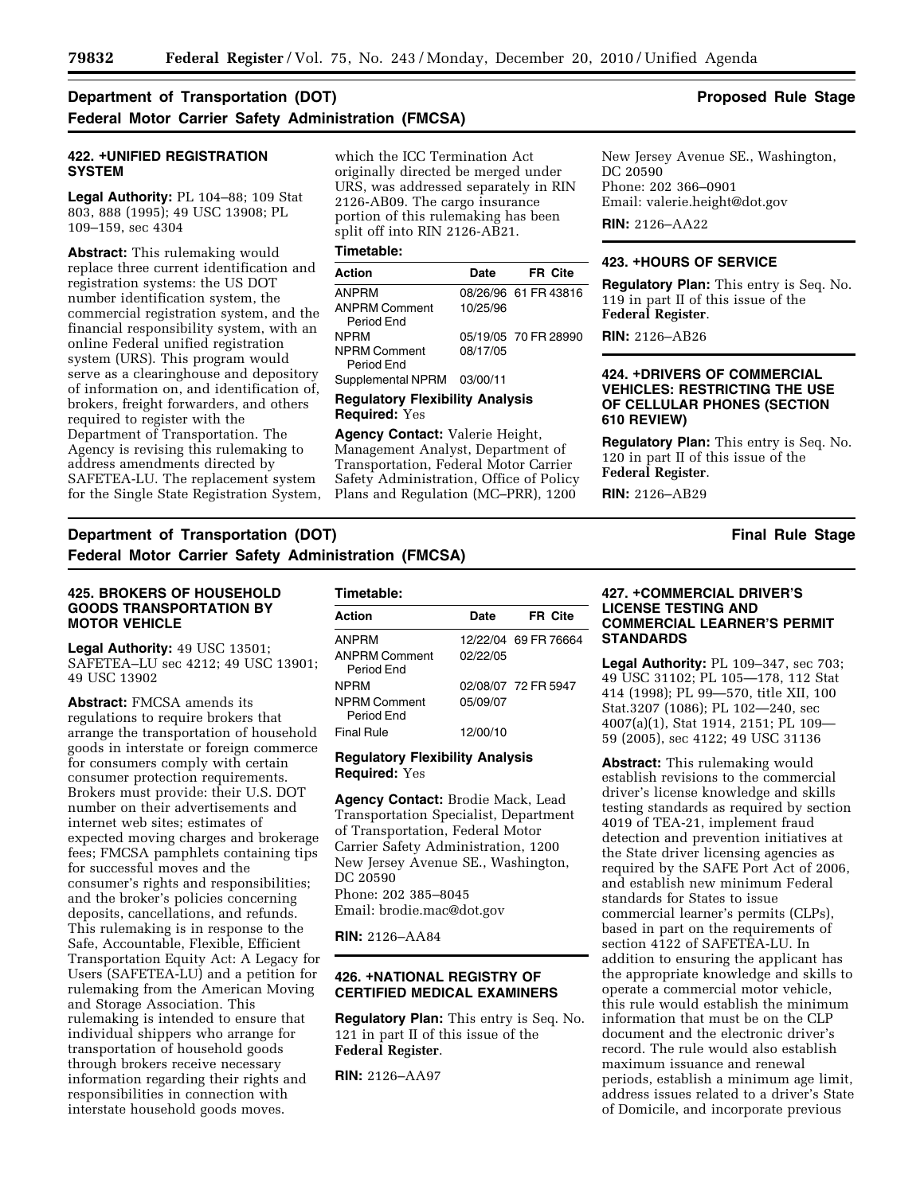## Department of Transportation (DOT) — Proposed Rule Stage

## Federal Motor Carrier Safety Administration (FMCSA)

### 422. +UNIFIED REGISTRATION SYSTEM

**Legal Authority:** PL 104–88; 109 Stat 803, 888 (1995); 49 USC 13908; PL 109–159, sec 4304

**Abstract:** This rulemaking would replace three current identification and registration systems: the US DOT number identification system, the commercial registration system, and the financial responsibility system, with an online Federal unified registration system (URS). This program would serve as a clearinghouse and depository of information on, and identification of, brokers, freight forwarders, and others required to register with the Department of Transportation. The Agency is revising this rulemaking to address amendments directed by SAFETEA-LU. The replacement system for the Single State Registration System, which the ICC Termination Act originally directed be merged under URS, was addressed separately in RIN 2126-AB09. The cargo insurance portion of this rulemaking has been split off into RIN 2126-AB21.

**Timetable:**

| Action | Date | FR Cite |
|---|---|---|
| ANPRM | 08/26/96 | 61 FR 43816 |
| ANPRM Comment Period End | 10/25/96 | |
| NPRM | 05/19/05 | 70 FR 28990 |
| NPRM Comment Period End | 08/17/05 | |
| Supplemental NPRM | 03/00/11 | |

**Regulatory Flexibility Analysis Required:** Yes

**Agency Contact:** Valerie Height, Management Analyst, Department of Transportation, Federal Motor Carrier Safety Administration, Office of Policy Plans and Regulation (MC–PRR), 1200 New Jersey Avenue SE., Washington, DC 20590
Phone: 202 366–0901
Email: valerie.height@dot.gov

**RIN:** 2126–AA22

### 423. +HOURS OF SERVICE

**Regulatory Plan:** This entry is Seq. No. 119 in part II of this issue of the **Federal Register**.

**RIN:** 2126–AB26

### 424. +DRIVERS OF COMMERCIAL VEHICLES: RESTRICTING THE USE OF CELLULAR PHONES (SECTION 610 REVIEW)

**Regulatory Plan:** This entry is Seq. No. 120 in part II of this issue of the **Federal Register**.

**RIN:** 2126–AB29

## Department of Transportation (DOT) — Final Rule Stage

## Federal Motor Carrier Safety Administration (FMCSA)

### 425. BROKERS OF HOUSEHOLD GOODS TRANSPORTATION BY MOTOR VEHICLE

**Legal Authority:** 49 USC 13501; SAFETEA–LU sec 4212; 49 USC 13901; 49 USC 13902

**Abstract:** FMCSA amends its regulations to require brokers that arrange the transportation of household goods in interstate or foreign commerce for consumers comply with certain consumer protection requirements. Brokers must provide: their U.S. DOT number on their advertisements and internet web sites; estimates of expected moving charges and brokerage fees; FMCSA pamphlets containing tips for successful moves and the consumer's rights and responsibilities; and the broker's policies concerning deposits, cancellations, and refunds. This rulemaking is in response to the Safe, Accountable, Flexible, Efficient Transportation Equity Act: A Legacy for Users (SAFETEA-LU) and a petition for rulemaking from the American Moving and Storage Association. This rulemaking is intended to ensure that individual shippers who arrange for transportation of household goods through brokers receive necessary information regarding their rights and responsibilities in connection with interstate household goods moves.

**Timetable:**

| Action | Date | FR Cite |
|---|---|---|
| ANPRM | 12/22/04 | 69 FR 76664 |
| ANPRM Comment Period End | 02/22/05 | |
| NPRM | 02/08/07 | 72 FR 5947 |
| NPRM Comment Period End | 05/09/07 | |
| Final Rule | 12/00/10 | |

**Regulatory Flexibility Analysis Required:** Yes

**Agency Contact:** Brodie Mack, Lead Transportation Specialist, Department of Transportation, Federal Motor Carrier Safety Administration, 1200 New Jersey Avenue SE., Washington, DC 20590
Phone: 202 385–8045
Email: brodie.mac@dot.gov

**RIN:** 2126–AA84

### 426. +NATIONAL REGISTRY OF CERTIFIED MEDICAL EXAMINERS

**Regulatory Plan:** This entry is Seq. No. 121 in part II of this issue of the **Federal Register**.

**RIN:** 2126–AA97

### 427. +COMMERCIAL DRIVER'S LICENSE TESTING AND COMMERCIAL LEARNER'S PERMIT STANDARDS

**Legal Authority:** PL 109–347, sec 703; 49 USC 31102; PL 105—178, 112 Stat 414 (1998); PL 99—570, title XII, 100 Stat.3207 (1086); PL 102—240, sec 4007(a)(1), Stat 1914, 2151; PL 109—59 (2005), sec 4122; 49 USC 31136

**Abstract:** This rulemaking would establish revisions to the commercial driver's license knowledge and skills testing standards as required by section 4019 of TEA-21, implement fraud detection and prevention initiatives at the State driver licensing agencies as required by the SAFE Port Act of 2006, and establish new minimum Federal standards for States to issue commercial learner's permits (CLPs), based in part on the requirements of section 4122 of SAFETEA-LU. In addition to ensuring the applicant has the appropriate knowledge and skills to operate a commercial motor vehicle, this rule would establish the minimum information that must be on the CLP document and the electronic driver's record. The rule would also establish maximum issuance and renewal periods, establish a minimum age limit, address issues related to a driver's State of Domicile, and incorporate previous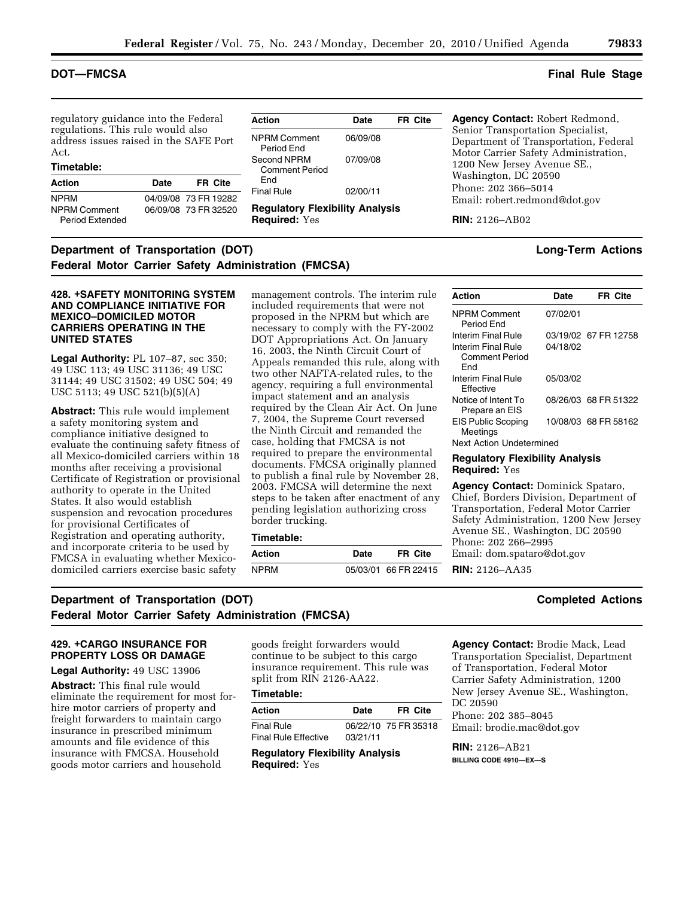## DOT—FMCSA Final Rule Stage

regulatory guidance into the Federal regulations. This rule would also address issues raised in the SAFE Port Act.

**Timetable:**

| Action | Date | FR Cite |
|---|---|---|
| NPRM | 04/09/08 | 73 FR 19282 |
| NPRM Comment Period Extended | 06/09/08 | 73 FR 32520 |
| NPRM Comment Period End | 06/09/08 | |
| Second NPRM Comment Period End | 07/09/08 | |
| Final Rule | 02/00/11 | |

**Regulatory Flexibility Analysis Required:** Yes

**Agency Contact:** Robert Redmond, Senior Transportation Specialist, Department of Transportation, Federal Motor Carrier Safety Administration, 1200 New Jersey Avenue SE., Washington, DC 20590
Phone: 202 366–5014
Email: robert.redmond@dot.gov

**RIN:** 2126–AB02

## Department of Transportation (DOT) Federal Motor Carrier Safety Administration (FMCSA) Long-Term Actions

### 428. +SAFETY MONITORING SYSTEM AND COMPLIANCE INITIATIVE FOR MEXICO–DOMICILED MOTOR CARRIERS OPERATING IN THE UNITED STATES

**Legal Authority:** PL 107–87, sec 350; 49 USC 113; 49 USC 31136; 49 USC 31144; 49 USC 31502; 49 USC 504; 49 USC 5113; 49 USC 521(b)(5)(A)

**Abstract:** This rule would implement a safety monitoring system and compliance initiative designed to evaluate the continuing safety fitness of all Mexico-domiciled carriers within 18 months after receiving a provisional Certificate of Registration or provisional authority to operate in the United States. It also would establish suspension and revocation procedures for provisional Certificates of Registration and operating authority, and incorporate criteria to be used by FMCSA in evaluating whether Mexico-domiciled carriers exercise basic safety management controls. The interim rule included requirements that were not proposed in the NPRM but which are necessary to comply with the FY-2002 DOT Appropriations Act. On January 16, 2003, the Ninth Circuit Court of Appeals remanded this rule, along with two other NAFTA-related rules, to the agency, requiring a full environmental impact statement and an analysis required by the Clean Air Act. On June 7, 2004, the Supreme Court reversed the Ninth Circuit and remanded the case, holding that FMCSA is not required to prepare the environmental documents. FMCSA originally planned to publish a final rule by November 28, 2003. FMCSA will determine the next steps to be taken after enactment of any pending legislation authorizing cross border trucking.

**Timetable:**

| Action | Date | FR Cite |
|---|---|---|
| NPRM | 05/03/01 | 66 FR 22415 |
| NPRM Comment Period End | 07/02/01 | |
| Interim Final Rule | 03/19/02 | 67 FR 12758 |
| Interim Final Rule Comment Period End | 04/18/02 | |
| Interim Final Rule Effective | 05/03/02 | |
| Notice of Intent To Prepare an EIS | 08/26/03 | 68 FR 51322 |
| EIS Public Scoping Meetings | 10/08/03 | 68 FR 58162 |
| Next Action Undetermined | | |

**Regulatory Flexibility Analysis Required:** Yes

**Agency Contact:** Dominick Spataro, Chief, Borders Division, Department of Transportation, Federal Motor Carrier Safety Administration, 1200 New Jersey Avenue SE., Washington, DC 20590
Phone: 202 266–2995
Email: dom.spataro@dot.gov

**RIN:** 2126–AA35

## Department of Transportation (DOT) Federal Motor Carrier Safety Administration (FMCSA) Completed Actions

### 429. +CARGO INSURANCE FOR PROPERTY LOSS OR DAMAGE

**Legal Authority:** 49 USC 13906

**Abstract:** This final rule would eliminate the requirement for most for-hire motor carriers of property and freight forwarders to maintain cargo insurance in prescribed minimum amounts and file evidence of this insurance with FMCSA. Household goods motor carriers and household goods freight forwarders would continue to be subject to this cargo insurance requirement. This rule was split from RIN 2126-AA22.

**Timetable:**

| Action | Date | FR Cite |
|---|---|---|
| Final Rule | 06/22/10 | 75 FR 35318 |
| Final Rule Effective | 03/21/11 | |

**Regulatory Flexibility Analysis Required:** Yes

**Agency Contact:** Brodie Mack, Lead Transportation Specialist, Department of Transportation, Federal Motor Carrier Safety Administration, 1200 New Jersey Avenue SE., Washington, DC 20590
Phone: 202 385–8045
Email: brodie.mac@dot.gov

**RIN:** 2126–AB21

BILLING CODE 4910—EX—S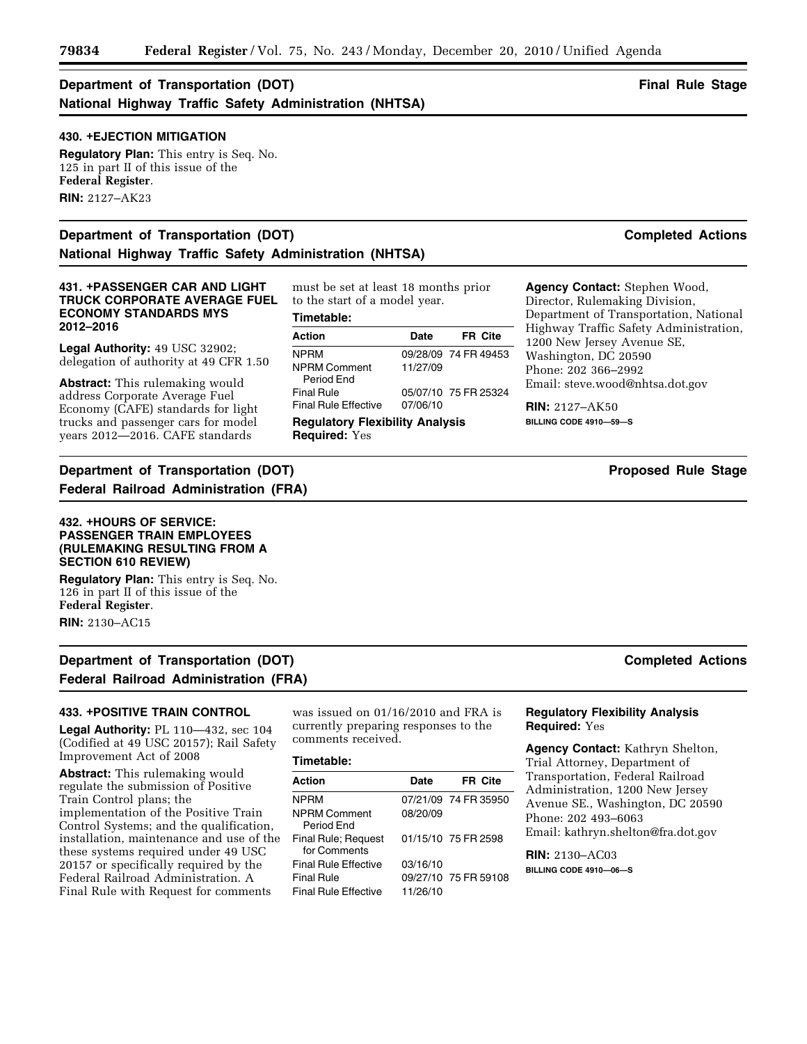## Department of Transportation (DOT) — Final Rule Stage

### National Highway Traffic Safety Administration (NHTSA)

**430. +EJECTION MITIGATION**

**Regulatory Plan:** This entry is Seq. No. 125 in part II of this issue of the **Federal Register**.

**RIN:** 2127–AK23

## Department of Transportation (DOT) — Completed Actions

### National Highway Traffic Safety Administration (NHTSA)

**431. +PASSENGER CAR AND LIGHT TRUCK CORPORATE AVERAGE FUEL ECONOMY STANDARDS MYS 2012–2016**

**Legal Authority:** 49 USC 32902; delegation of authority at 49 CFR 1.50

**Abstract:** This rulemaking would address Corporate Average Fuel Economy (CAFE) standards for light trucks and passenger cars for model years 2012—2016. CAFE standards must be set at least 18 months prior to the start of a model year.

**Timetable:**

| Action | Date | FR Cite |
|---|---|---|
| NPRM | 09/28/09 | 74 FR 49453 |
| NPRM Comment Period End | 11/27/09 | |
| Final Rule | 05/07/10 | 75 FR 25324 |
| Final Rule Effective | 07/06/10 | |

**Regulatory Flexibility Analysis Required:** Yes

**Agency Contact:** Stephen Wood, Director, Rulemaking Division, Department of Transportation, National Highway Traffic Safety Administration, 1200 New Jersey Avenue SE, Washington, DC 20590
Phone: 202 366–2992
Email: steve.wood@nhtsa.dot.gov

**RIN:** 2127–AK50

BILLING CODE 4910—59—S

## Department of Transportation (DOT) — Proposed Rule Stage

### Federal Railroad Administration (FRA)

**432. +HOURS OF SERVICE: PASSENGER TRAIN EMPLOYEES (RULEMAKING RESULTING FROM A SECTION 610 REVIEW)**

**Regulatory Plan:** This entry is Seq. No. 126 in part II of this issue of the **Federal Register**.

**RIN:** 2130–AC15

## Department of Transportation (DOT) — Completed Actions

### Federal Railroad Administration (FRA)

**433. +POSITIVE TRAIN CONTROL**

**Legal Authority:** PL 110—432, sec 104 (Codified at 49 USC 20157); Rail Safety Improvement Act of 2008

**Abstract:** This rulemaking would regulate the submission of Positive Train Control plans; the implementation of the Positive Train Control Systems; and the qualification, installation, maintenance and use of the these systems required under 49 USC 20157 or specifically required by the Federal Railroad Administration. A Final Rule with Request for comments was issued on 01/16/2010 and FRA is currently preparing responses to the comments received.

**Timetable:**

| Action | Date | FR Cite |
|---|---|---|
| NPRM | 07/21/09 | 74 FR 35950 |
| NPRM Comment Period End | 08/20/09 | |
| Final Rule; Request for Comments | 01/15/10 | 75 FR 2598 |
| Final Rule Effective | 03/16/10 | |
| Final Rule | 09/27/10 | 75 FR 59108 |
| Final Rule Effective | 11/26/10 | |

**Regulatory Flexibility Analysis Required:** Yes

**Agency Contact:** Kathryn Shelton, Trial Attorney, Department of Transportation, Federal Railroad Administration, 1200 New Jersey Avenue SE., Washington, DC 20590
Phone: 202 493–6063
Email: kathryn.shelton@fra.dot.gov

**RIN:** 2130–AC03

BILLING CODE 4910—06—S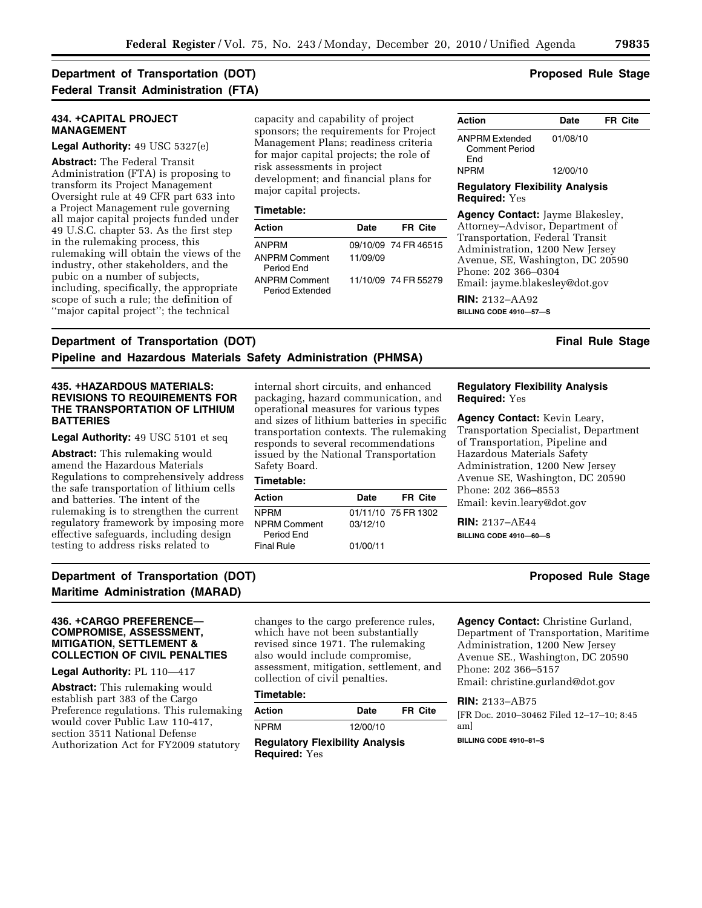## Department of Transportation (DOT) — Proposed Rule Stage
## Federal Transit Administration (FTA)

### 434. +CAPITAL PROJECT MANAGEMENT

**Legal Authority:** 49 USC 5327(e)

**Abstract:** The Federal Transit Administration (FTA) is proposing to transform its Project Management Oversight rule at 49 CFR part 633 into a Project Management rule governing all major capital projects funded under 49 U.S.C. chapter 53. As the first step in the rulemaking process, this rulemaking will obtain the views of the industry, other stakeholders, and the pubic on a number of subjects, including, specifically, the appropriate scope of such a rule; the definition of ''major capital project''; the technical capacity and capability of project sponsors; the requirements for Project Management Plans; readiness criteria for major capital projects; the role of risk assessments in project development; and financial plans for major capital projects.

**Timetable:**

| Action | Date | FR Cite |
|---|---|---|
| ANPRM | 09/10/09 | 74 FR 46515 |
| ANPRM Comment Period End | 11/09/09 | |
| ANPRM Comment Period Extended | 11/10/09 | 74 FR 55279 |
| ANPRM Extended Comment Period End | 01/08/10 | |
| NPRM | 12/00/10 | |

**Regulatory Flexibility Analysis Required:** Yes

**Agency Contact:** Jayme Blakesley, Attorney–Advisor, Department of Transportation, Federal Transit Administration, 1200 New Jersey Avenue, SE, Washington, DC 20590
Phone: 202 366–0304
Email: jayme.blakesley@dot.gov

**RIN:** 2132–AA92

**BILLING CODE 4910—57—S**

## Department of Transportation (DOT) — Final Rule Stage
## Pipeline and Hazardous Materials Safety Administration (PHMSA)

### 435. +HAZARDOUS MATERIALS: REVISIONS TO REQUIREMENTS FOR THE TRANSPORTATION OF LITHIUM BATTERIES

**Legal Authority:** 49 USC 5101 et seq

**Abstract:** This rulemaking would amend the Hazardous Materials Regulations to comprehensively address the safe transportation of lithium cells and batteries. The intent of the rulemaking is to strengthen the current regulatory framework by imposing more effective safeguards, including design testing to address risks related to internal short circuits, and enhanced packaging, hazard communication, and operational measures for various types and sizes of lithium batteries in specific transportation contexts. The rulemaking responds to several recommendations issued by the National Transportation Safety Board.

**Timetable:**

| Action | Date | FR Cite |
|---|---|---|
| NPRM | 01/11/10 | 75 FR 1302 |
| NPRM Comment Period End | 03/12/10 | |
| Final Rule | 01/00/11 | |

**Regulatory Flexibility Analysis Required:** Yes

**Agency Contact:** Kevin Leary, Transportation Specialist, Department of Transportation, Pipeline and Hazardous Materials Safety Administration, 1200 New Jersey Avenue SE, Washington, DC 20590
Phone: 202 366–8553
Email: kevin.leary@dot.gov

**RIN:** 2137–AE44

**BILLING CODE 4910—60—S**

## Department of Transportation (DOT) — Proposed Rule Stage
## Maritime Administration (MARAD)

### 436. +CARGO PREFERENCE—COMPROMISE, ASSESSMENT, MITIGATION, SETTLEMENT & COLLECTION OF CIVIL PENALTIES

**Legal Authority:** PL 110—417

**Abstract:** This rulemaking would establish part 383 of the Cargo Preference regulations. This rulemaking would cover Public Law 110-417, section 3511 National Defense Authorization Act for FY2009 statutory changes to the cargo preference rules, which have not been substantially revised since 1971. The rulemaking also would include compromise, assessment, mitigation, settlement, and collection of civil penalties.

**Timetable:**

| Action | Date | FR Cite |
|---|---|---|
| NPRM | 12/00/10 | |

**Regulatory Flexibility Analysis Required:** Yes

**Agency Contact:** Christine Gurland, Department of Transportation, Maritime Administration, 1200 New Jersey Avenue SE., Washington, DC 20590
Phone: 202 366–5157
Email: christine.gurland@dot.gov

**RIN:** 2133–AB75

[FR Doc. 2010–30462 Filed 12–17–10; 8:45 am]

**BILLING CODE 4910–81–S**